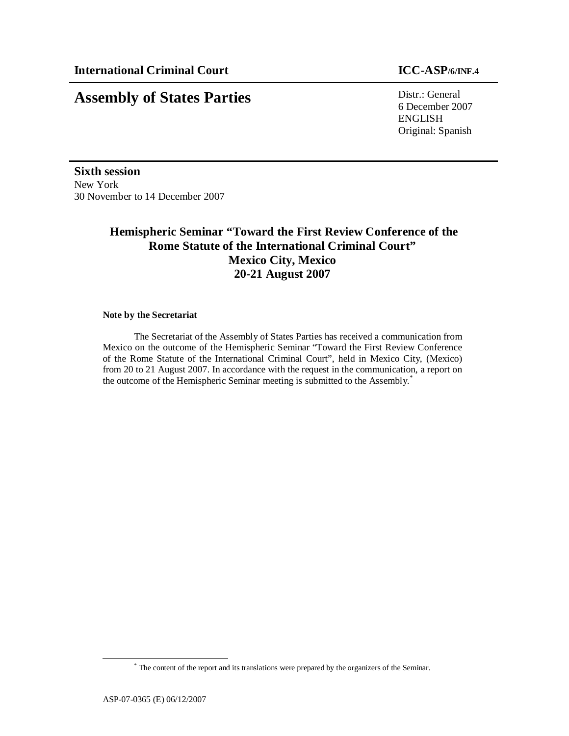**International Criminal Court** **ICC-ASP/6/INF.4**

# Assembly of States Parties

Distr.: General
6 December 2007
ENGLISH
Original: Spanish

**Sixth session**
New York
30 November to 14 December 2007

## Hemispheric Seminar "Toward the First Review Conference of the Rome Statute of the International Criminal Court" Mexico City, Mexico 20-21 August 2007

**Note by the Secretariat**

The Secretariat of the Assembly of States Parties has received a communication from Mexico on the outcome of the Hemispheric Seminar "Toward the First Review Conference of the Rome Statute of the International Criminal Court", held in Mexico City, (Mexico) from 20 to 21 August 2007. In accordance with the request in the communication, a report on the outcome of the Hemispheric Seminar meeting is submitted to the Assembly.*

* The content of the report and its translations were prepared by the organizers of the Seminar.

ASP-07-0365 (E) 06/12/2007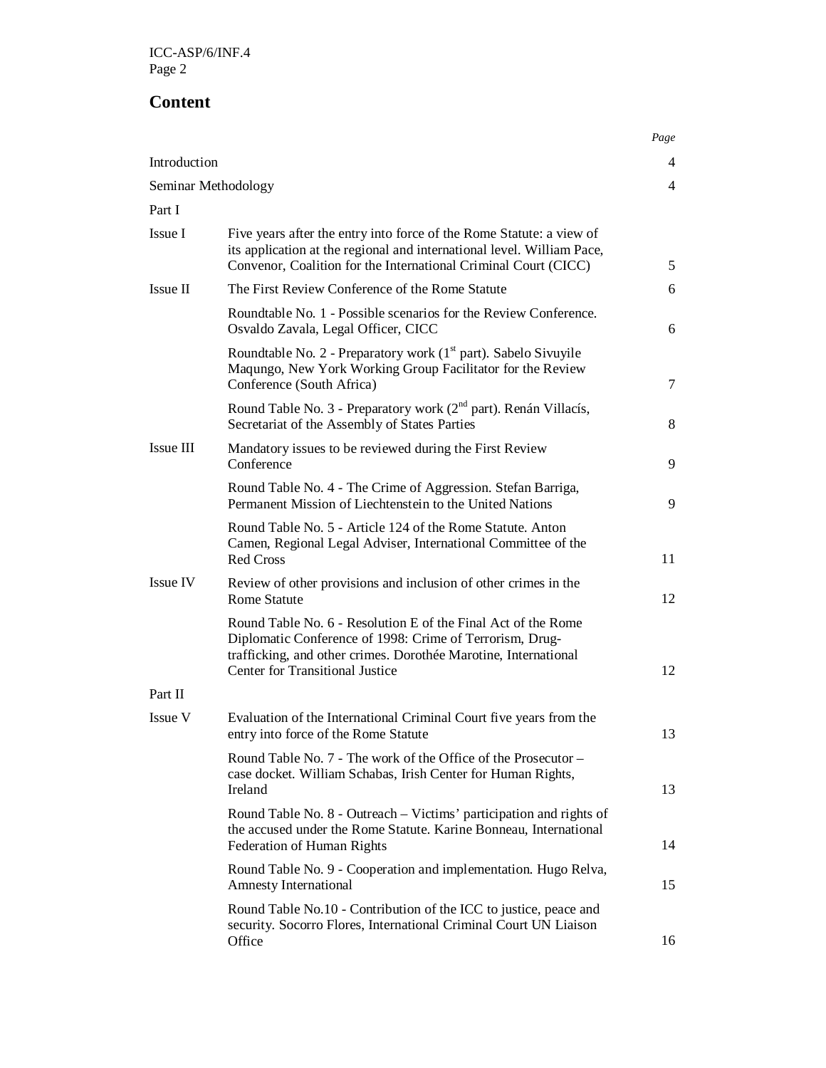## Content

| | | Page |
|---|---|---|
| Introduction | | 4 |
| Seminar Methodology | | 4 |
| Part I | | |
| Issue I | Five years after the entry into force of the Rome Statute: a view of its application at the regional and international level. William Pace, Convenor, Coalition for the International Criminal Court (CICC) | 5 |
| Issue II | The First Review Conference of the Rome Statute | 6 |
| | Roundtable No. 1 - Possible scenarios for the Review Conference. Osvaldo Zavala, Legal Officer, CICC | 6 |
| | Roundtable No. 2 - Preparatory work (1st part). Sabelo Sivuyile Maqungo, New York Working Group Facilitator for the Review Conference (South Africa) | 7 |
| | Round Table No. 3 - Preparatory work (2nd part). Renán Villacís, Secretariat of the Assembly of States Parties | 8 |
| Issue III | Mandatory issues to be reviewed during the First Review Conference | 9 |
| | Round Table No. 4 - The Crime of Aggression. Stefan Barriga, Permanent Mission of Liechtenstein to the United Nations | 9 |
| | Round Table No. 5 - Article 124 of the Rome Statute. Anton Camen, Regional Legal Adviser, International Committee of the Red Cross | 11 |
| Issue IV | Review of other provisions and inclusion of other crimes in the Rome Statute | 12 |
| | Round Table No. 6 - Resolution E of the Final Act of the Rome Diplomatic Conference of 1998: Crime of Terrorism, Drug-trafficking, and other crimes. Dorothée Marotine, International Center for Transitional Justice | 12 |
| Part II | | |
| Issue V | Evaluation of the International Criminal Court five years from the entry into force of the Rome Statute | 13 |
| | Round Table No. 7 - The work of the Office of the Prosecutor – case docket. William Schabas, Irish Center for Human Rights, Ireland | 13 |
| | Round Table No. 8 - Outreach – Victims' participation and rights of the accused under the Rome Statute. Karine Bonneau, International Federation of Human Rights | 14 |
| | Round Table No. 9 - Cooperation and implementation. Hugo Relva, Amnesty International | 15 |
| | Round Table No.10 - Contribution of the ICC to justice, peace and security. Socorro Flores, International Criminal Court UN Liaison Office | 16 |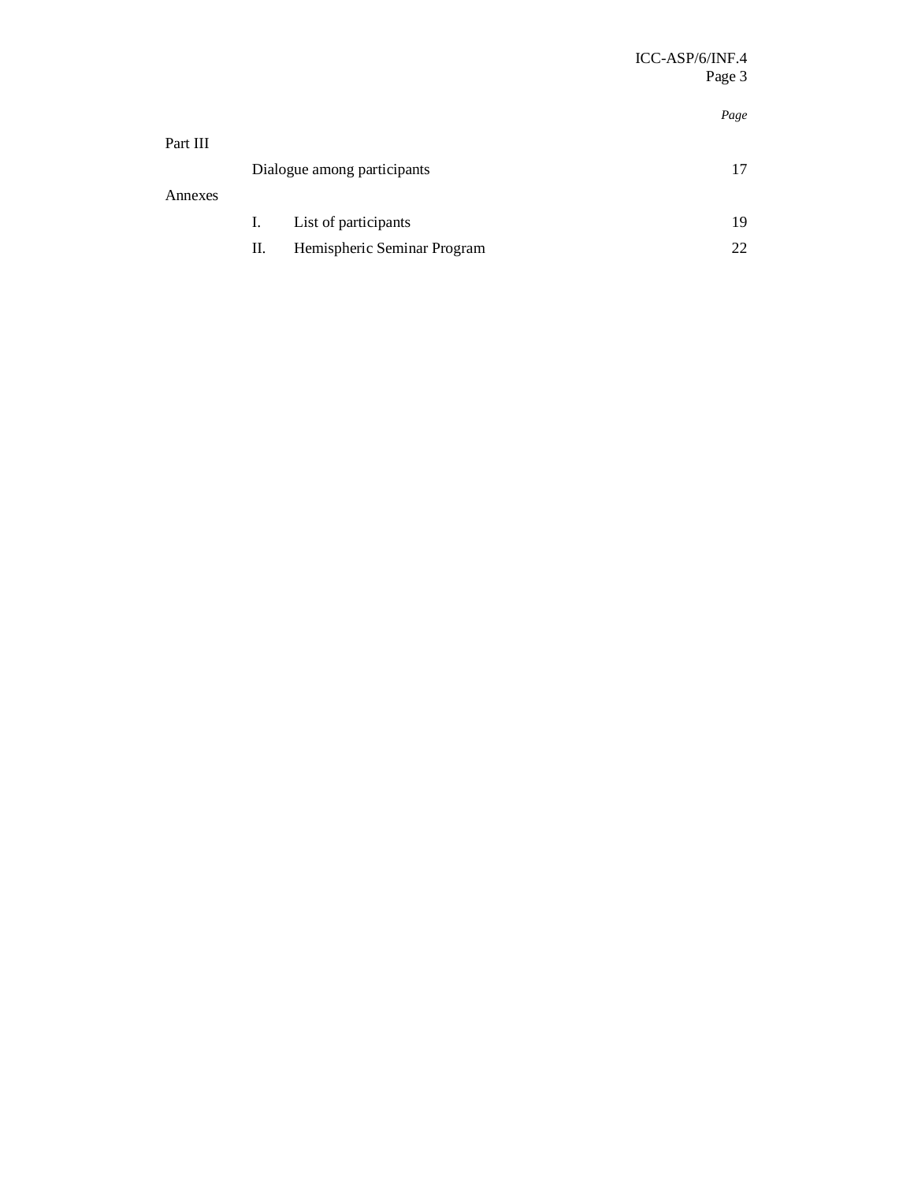| | | | Page |
|---|---|---|---|
| Part III | | | |
| | Dialogue among participants | | 17 |
| Annexes | | | |
| | I. | List of participants | 19 |
| | II. | Hemispheric Seminar Program | 22 |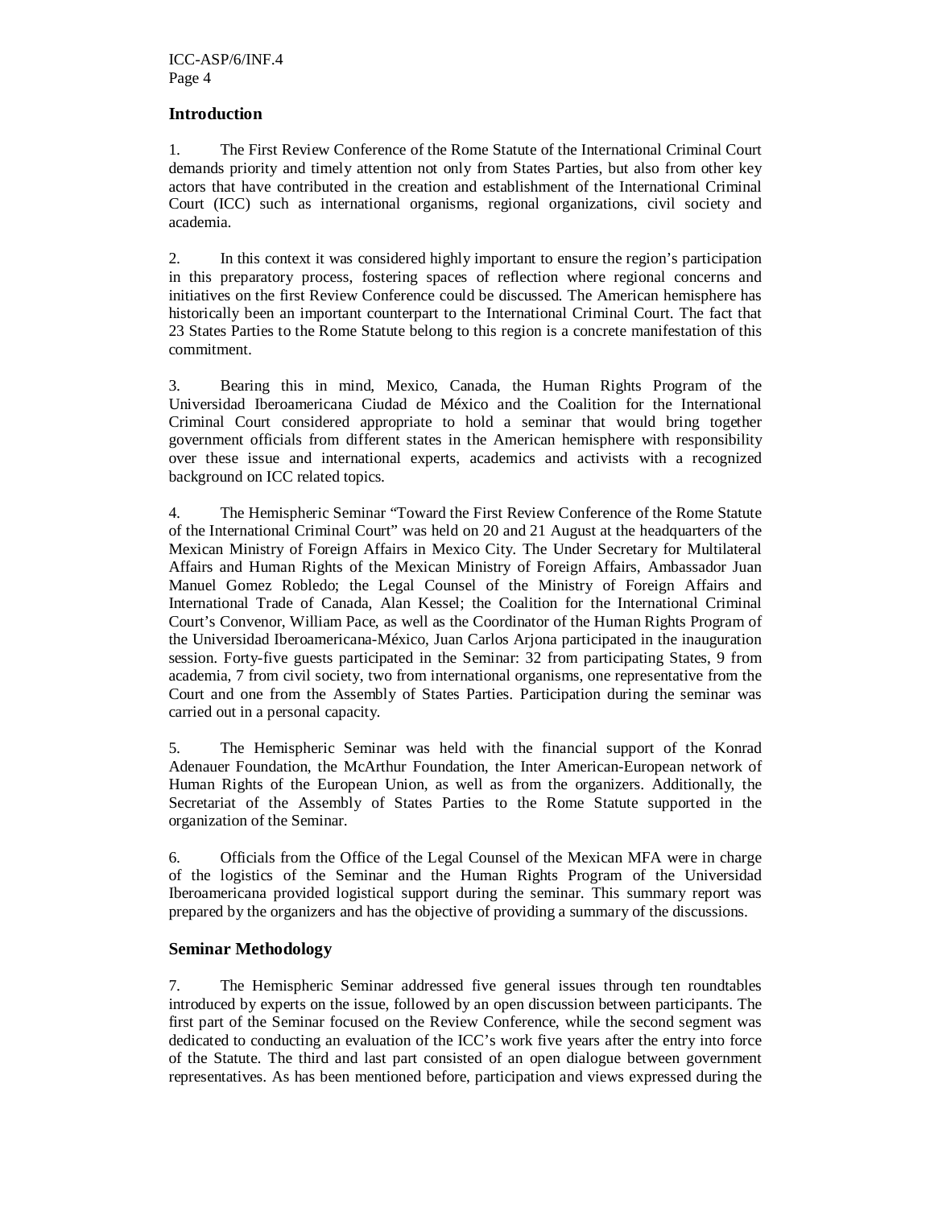## Introduction

1. The First Review Conference of the Rome Statute of the International Criminal Court demands priority and timely attention not only from States Parties, but also from other key actors that have contributed in the creation and establishment of the International Criminal Court (ICC) such as international organisms, regional organizations, civil society and academia.

2. In this context it was considered highly important to ensure the region's participation in this preparatory process, fostering spaces of reflection where regional concerns and initiatives on the first Review Conference could be discussed. The American hemisphere has historically been an important counterpart to the International Criminal Court. The fact that 23 States Parties to the Rome Statute belong to this region is a concrete manifestation of this commitment.

3. Bearing this in mind, Mexico, Canada, the Human Rights Program of the Universidad Iberoamericana Ciudad de México and the Coalition for the International Criminal Court considered appropriate to hold a seminar that would bring together government officials from different states in the American hemisphere with responsibility over these issue and international experts, academics and activists with a recognized background on ICC related topics.

4. The Hemispheric Seminar "Toward the First Review Conference of the Rome Statute of the International Criminal Court" was held on 20 and 21 August at the headquarters of the Mexican Ministry of Foreign Affairs in Mexico City. The Under Secretary for Multilateral Affairs and Human Rights of the Mexican Ministry of Foreign Affairs, Ambassador Juan Manuel Gomez Robledo; the Legal Counsel of the Ministry of Foreign Affairs and International Trade of Canada, Alan Kessel; the Coalition for the International Criminal Court's Convenor, William Pace, as well as the Coordinator of the Human Rights Program of the Universidad Iberoamericana-México, Juan Carlos Arjona participated in the inauguration session. Forty-five guests participated in the Seminar: 32 from participating States, 9 from academia, 7 from civil society, two from international organisms, one representative from the Court and one from the Assembly of States Parties. Participation during the seminar was carried out in a personal capacity.

5. The Hemispheric Seminar was held with the financial support of the Konrad Adenauer Foundation, the McArthur Foundation, the Inter American-European network of Human Rights of the European Union, as well as from the organizers. Additionally, the Secretariat of the Assembly of States Parties to the Rome Statute supported in the organization of the Seminar.

6. Officials from the Office of the Legal Counsel of the Mexican MFA were in charge of the logistics of the Seminar and the Human Rights Program of the Universidad Iberoamericana provided logistical support during the seminar. This summary report was prepared by the organizers and has the objective of providing a summary of the discussions.

## Seminar Methodology

7. The Hemispheric Seminar addressed five general issues through ten roundtables introduced by experts on the issue, followed by an open discussion between participants. The first part of the Seminar focused on the Review Conference, while the second segment was dedicated to conducting an evaluation of the ICC's work five years after the entry into force of the Statute. The third and last part consisted of an open dialogue between government representatives. As has been mentioned before, participation and views expressed during the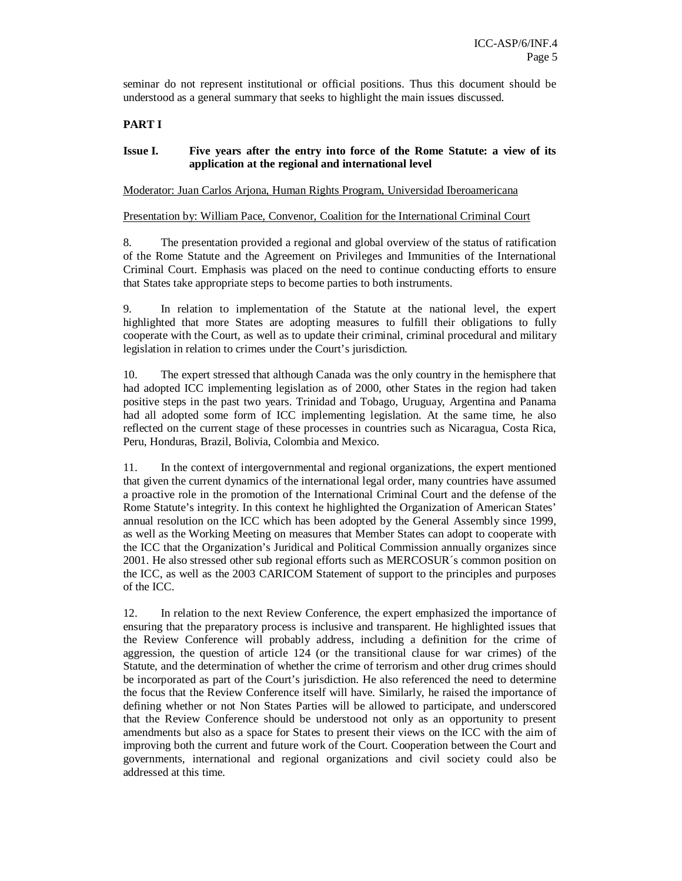seminar do not represent institutional or official positions. Thus this document should be understood as a general summary that seeks to highlight the main issues discussed.

## PART I

### Issue I. Five years after the entry into force of the Rome Statute: a view of its application at the regional and international level

Moderator: Juan Carlos Arjona, Human Rights Program, Universidad Iberoamericana

Presentation by: William Pace, Convenor, Coalition for the International Criminal Court

8. The presentation provided a regional and global overview of the status of ratification of the Rome Statute and the Agreement on Privileges and Immunities of the International Criminal Court. Emphasis was placed on the need to continue conducting efforts to ensure that States take appropriate steps to become parties to both instruments.

9. In relation to implementation of the Statute at the national level, the expert highlighted that more States are adopting measures to fulfill their obligations to fully cooperate with the Court, as well as to update their criminal, criminal procedural and military legislation in relation to crimes under the Court's jurisdiction.

10. The expert stressed that although Canada was the only country in the hemisphere that had adopted ICC implementing legislation as of 2000, other States in the region had taken positive steps in the past two years. Trinidad and Tobago, Uruguay, Argentina and Panama had all adopted some form of ICC implementing legislation. At the same time, he also reflected on the current stage of these processes in countries such as Nicaragua, Costa Rica, Peru, Honduras, Brazil, Bolivia, Colombia and Mexico.

11. In the context of intergovernmental and regional organizations, the expert mentioned that given the current dynamics of the international legal order, many countries have assumed a proactive role in the promotion of the International Criminal Court and the defense of the Rome Statute's integrity. In this context he highlighted the Organization of American States' annual resolution on the ICC which has been adopted by the General Assembly since 1999, as well as the Working Meeting on measures that Member States can adopt to cooperate with the ICC that the Organization's Juridical and Political Commission annually organizes since 2001. He also stressed other sub regional efforts such as MERCOSUR´s common position on the ICC, as well as the 2003 CARICOM Statement of support to the principles and purposes of the ICC.

12. In relation to the next Review Conference, the expert emphasized the importance of ensuring that the preparatory process is inclusive and transparent. He highlighted issues that the Review Conference will probably address, including a definition for the crime of aggression, the question of article 124 (or the transitional clause for war crimes) of the Statute, and the determination of whether the crime of terrorism and other drug crimes should be incorporated as part of the Court's jurisdiction. He also referenced the need to determine the focus that the Review Conference itself will have. Similarly, he raised the importance of defining whether or not Non States Parties will be allowed to participate, and underscored that the Review Conference should be understood not only as an opportunity to present amendments but also as a space for States to present their views on the ICC with the aim of improving both the current and future work of the Court. Cooperation between the Court and governments, international and regional organizations and civil society could also be addressed at this time.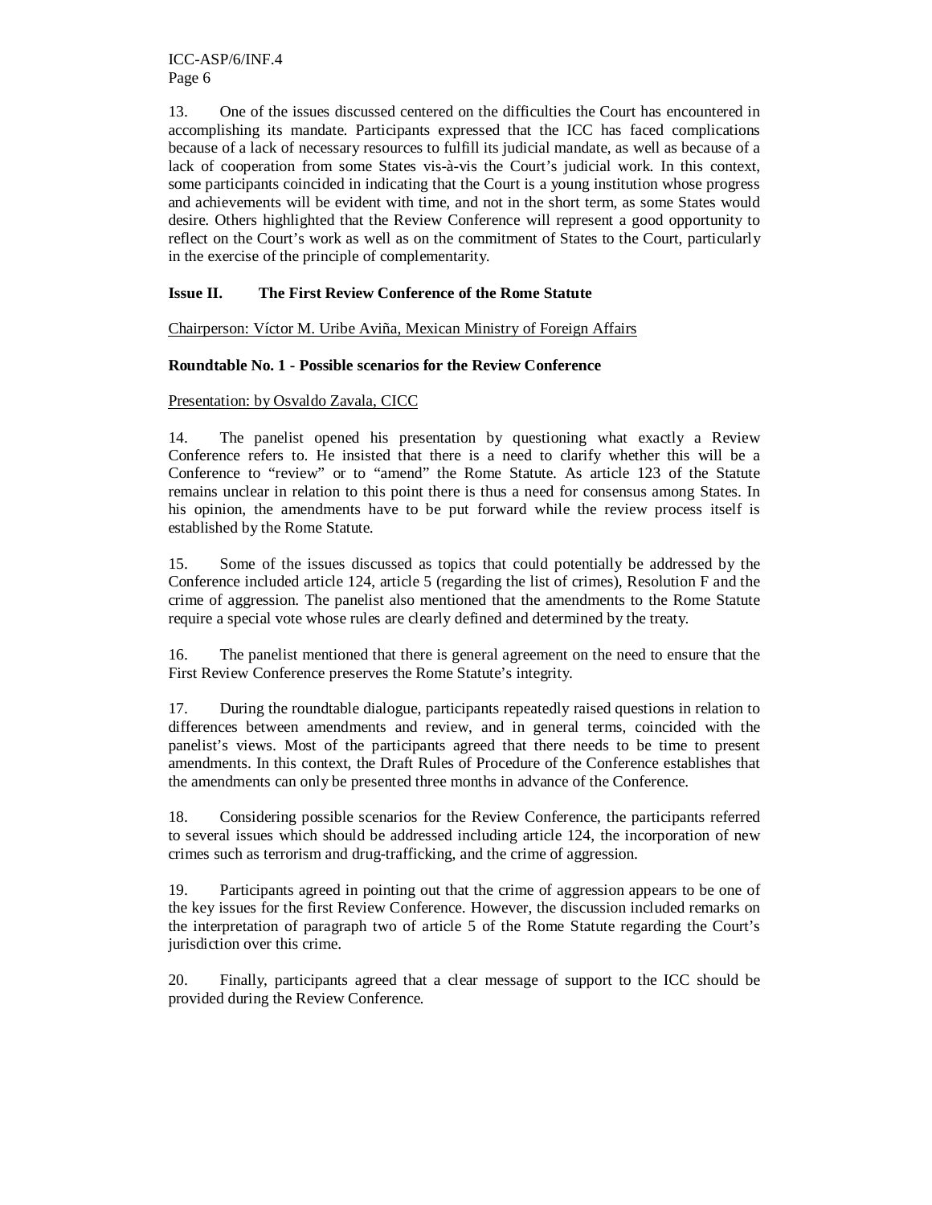13. One of the issues discussed centered on the difficulties the Court has encountered in accomplishing its mandate. Participants expressed that the ICC has faced complications because of a lack of necessary resources to fulfill its judicial mandate, as well as because of a lack of cooperation from some States vis-à-vis the Court's judicial work. In this context, some participants coincided in indicating that the Court is a young institution whose progress and achievements will be evident with time, and not in the short term, as some States would desire. Others highlighted that the Review Conference will represent a good opportunity to reflect on the Court's work as well as on the commitment of States to the Court, particularly in the exercise of the principle of complementarity.

## Issue II. The First Review Conference of the Rome Statute

Chairperson: Víctor M. Uribe Aviña, Mexican Ministry of Foreign Affairs

### Roundtable No. 1 - Possible scenarios for the Review Conference

Presentation: by Osvaldo Zavala, CICC

14. The panelist opened his presentation by questioning what exactly a Review Conference refers to. He insisted that there is a need to clarify whether this will be a Conference to "review" or to "amend" the Rome Statute. As article 123 of the Statute remains unclear in relation to this point there is thus a need for consensus among States. In his opinion, the amendments have to be put forward while the review process itself is established by the Rome Statute.

15. Some of the issues discussed as topics that could potentially be addressed by the Conference included article 124, article 5 (regarding the list of crimes), Resolution F and the crime of aggression. The panelist also mentioned that the amendments to the Rome Statute require a special vote whose rules are clearly defined and determined by the treaty.

16. The panelist mentioned that there is general agreement on the need to ensure that the First Review Conference preserves the Rome Statute's integrity.

17. During the roundtable dialogue, participants repeatedly raised questions in relation to differences between amendments and review, and in general terms, coincided with the panelist's views. Most of the participants agreed that there needs to be time to present amendments. In this context, the Draft Rules of Procedure of the Conference establishes that the amendments can only be presented three months in advance of the Conference.

18. Considering possible scenarios for the Review Conference, the participants referred to several issues which should be addressed including article 124, the incorporation of new crimes such as terrorism and drug-trafficking, and the crime of aggression.

19. Participants agreed in pointing out that the crime of aggression appears to be one of the key issues for the first Review Conference. However, the discussion included remarks on the interpretation of paragraph two of article 5 of the Rome Statute regarding the Court's jurisdiction over this crime.

20. Finally, participants agreed that a clear message of support to the ICC should be provided during the Review Conference.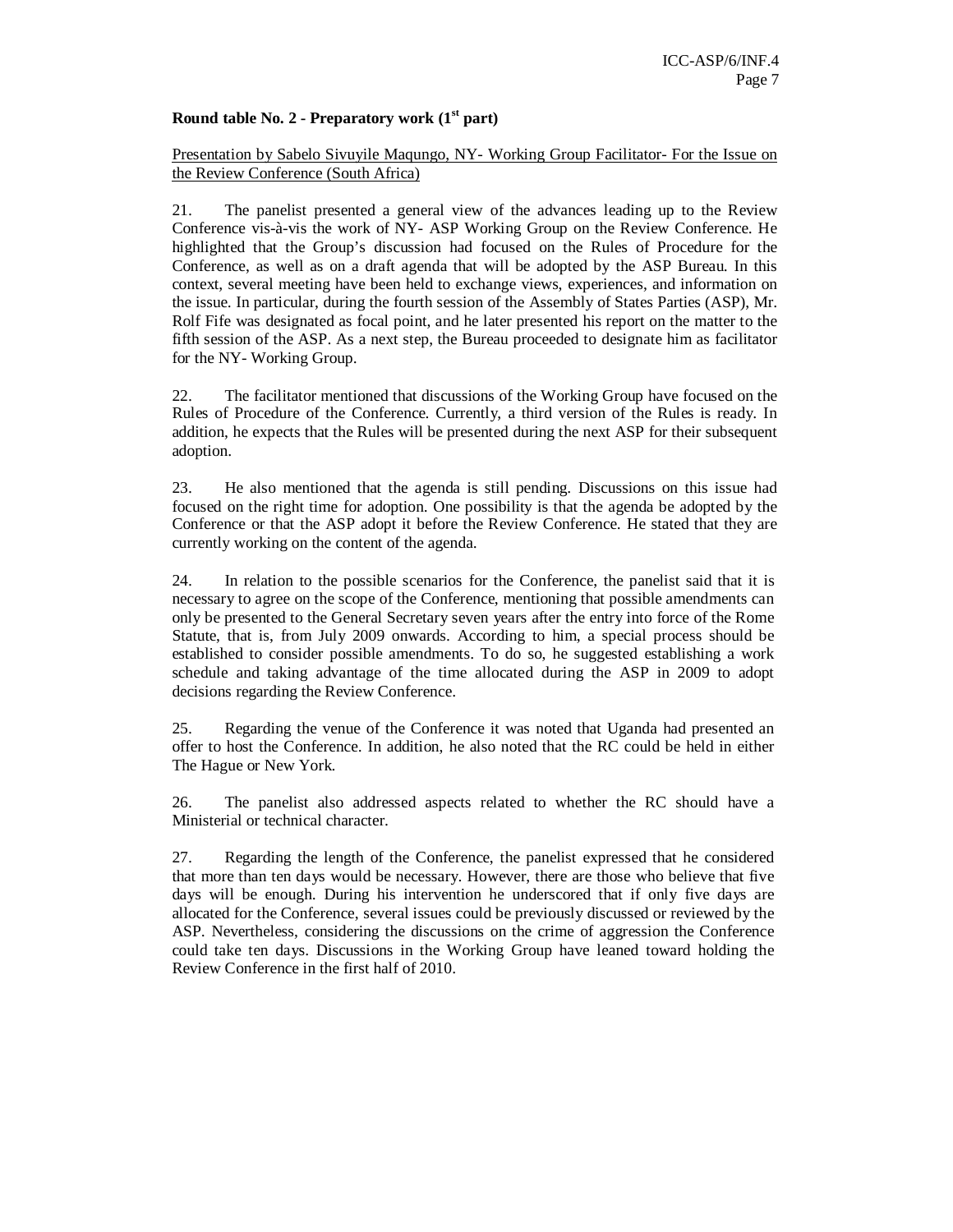**Round table No. 2 - Preparatory work (1st part)**

Presentation by Sabelo Sivuyile Maqungo, NY- Working Group Facilitator- For the Issue on the Review Conference (South Africa)

21. The panelist presented a general view of the advances leading up to the Review Conference vis-à-vis the work of NY- ASP Working Group on the Review Conference. He highlighted that the Group's discussion had focused on the Rules of Procedure for the Conference, as well as on a draft agenda that will be adopted by the ASP Bureau. In this context, several meeting have been held to exchange views, experiences, and information on the issue. In particular, during the fourth session of the Assembly of States Parties (ASP), Mr. Rolf Fife was designated as focal point, and he later presented his report on the matter to the fifth session of the ASP. As a next step, the Bureau proceeded to designate him as facilitator for the NY- Working Group.

22. The facilitator mentioned that discussions of the Working Group have focused on the Rules of Procedure of the Conference. Currently, a third version of the Rules is ready. In addition, he expects that the Rules will be presented during the next ASP for their subsequent adoption.

23. He also mentioned that the agenda is still pending. Discussions on this issue had focused on the right time for adoption. One possibility is that the agenda be adopted by the Conference or that the ASP adopt it before the Review Conference. He stated that they are currently working on the content of the agenda.

24. In relation to the possible scenarios for the Conference, the panelist said that it is necessary to agree on the scope of the Conference, mentioning that possible amendments can only be presented to the General Secretary seven years after the entry into force of the Rome Statute, that is, from July 2009 onwards. According to him, a special process should be established to consider possible amendments. To do so, he suggested establishing a work schedule and taking advantage of the time allocated during the ASP in 2009 to adopt decisions regarding the Review Conference.

25. Regarding the venue of the Conference it was noted that Uganda had presented an offer to host the Conference. In addition, he also noted that the RC could be held in either The Hague or New York.

26. The panelist also addressed aspects related to whether the RC should have a Ministerial or technical character.

27. Regarding the length of the Conference, the panelist expressed that he considered that more than ten days would be necessary. However, there are those who believe that five days will be enough. During his intervention he underscored that if only five days are allocated for the Conference, several issues could be previously discussed or reviewed by the ASP. Nevertheless, considering the discussions on the crime of aggression the Conference could take ten days. Discussions in the Working Group have leaned toward holding the Review Conference in the first half of 2010.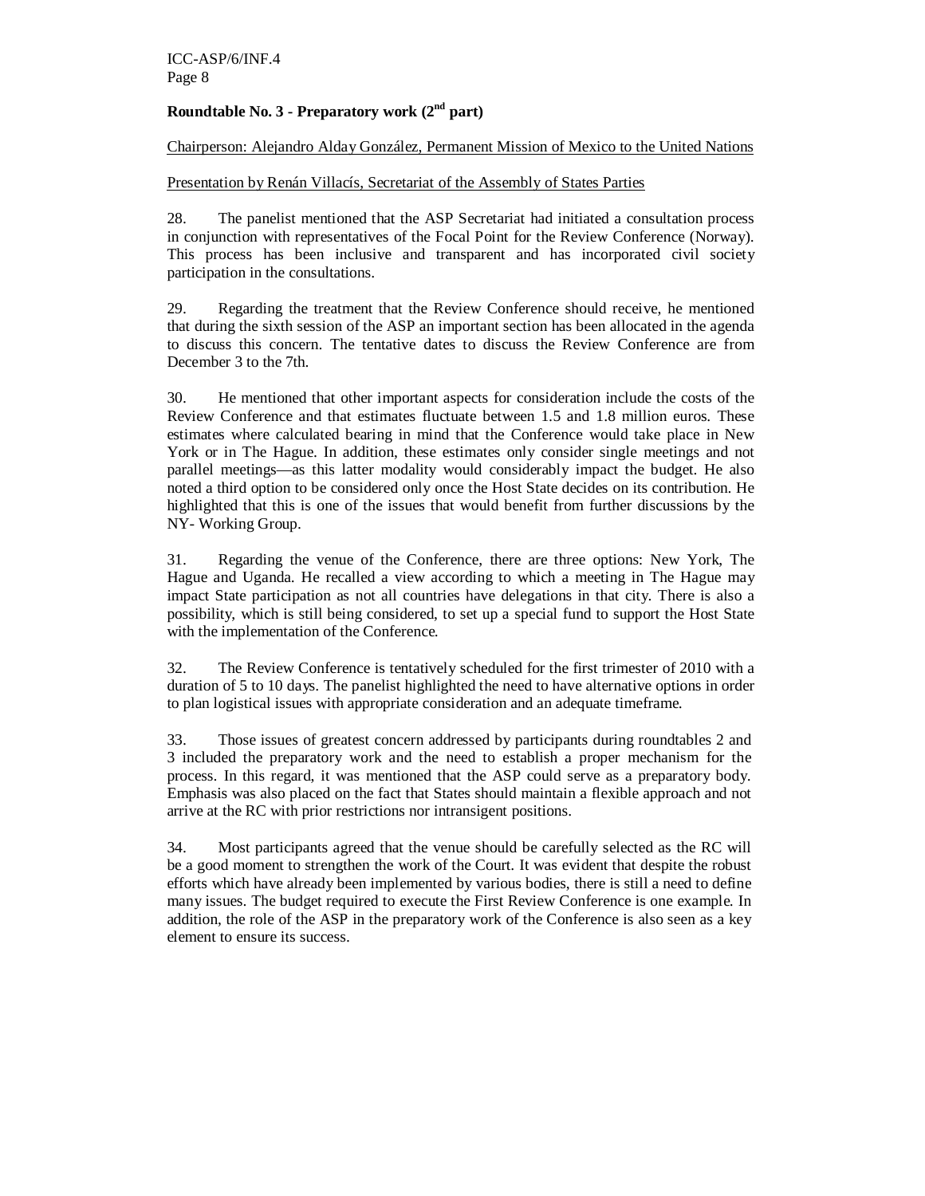**Roundtable No. 3 - Preparatory work (2nd part)**

Chairperson: Alejandro Alday González, Permanent Mission of Mexico to the United Nations

Presentation by Renán Villacís, Secretariat of the Assembly of States Parties

28. The panelist mentioned that the ASP Secretariat had initiated a consultation process in conjunction with representatives of the Focal Point for the Review Conference (Norway). This process has been inclusive and transparent and has incorporated civil society participation in the consultations.

29. Regarding the treatment that the Review Conference should receive, he mentioned that during the sixth session of the ASP an important section has been allocated in the agenda to discuss this concern. The tentative dates to discuss the Review Conference are from December 3 to the 7th.

30. He mentioned that other important aspects for consideration include the costs of the Review Conference and that estimates fluctuate between 1.5 and 1.8 million euros. These estimates where calculated bearing in mind that the Conference would take place in New York or in The Hague. In addition, these estimates only consider single meetings and not parallel meetings—as this latter modality would considerably impact the budget. He also noted a third option to be considered only once the Host State decides on its contribution. He highlighted that this is one of the issues that would benefit from further discussions by the NY- Working Group.

31. Regarding the venue of the Conference, there are three options: New York, The Hague and Uganda. He recalled a view according to which a meeting in The Hague may impact State participation as not all countries have delegations in that city. There is also a possibility, which is still being considered, to set up a special fund to support the Host State with the implementation of the Conference.

32. The Review Conference is tentatively scheduled for the first trimester of 2010 with a duration of 5 to 10 days. The panelist highlighted the need to have alternative options in order to plan logistical issues with appropriate consideration and an adequate timeframe.

33. Those issues of greatest concern addressed by participants during roundtables 2 and 3 included the preparatory work and the need to establish a proper mechanism for the process. In this regard, it was mentioned that the ASP could serve as a preparatory body. Emphasis was also placed on the fact that States should maintain a flexible approach and not arrive at the RC with prior restrictions nor intransigent positions.

34. Most participants agreed that the venue should be carefully selected as the RC will be a good moment to strengthen the work of the Court. It was evident that despite the robust efforts which have already been implemented by various bodies, there is still a need to define many issues. The budget required to execute the First Review Conference is one example. In addition, the role of the ASP in the preparatory work of the Conference is also seen as a key element to ensure its success.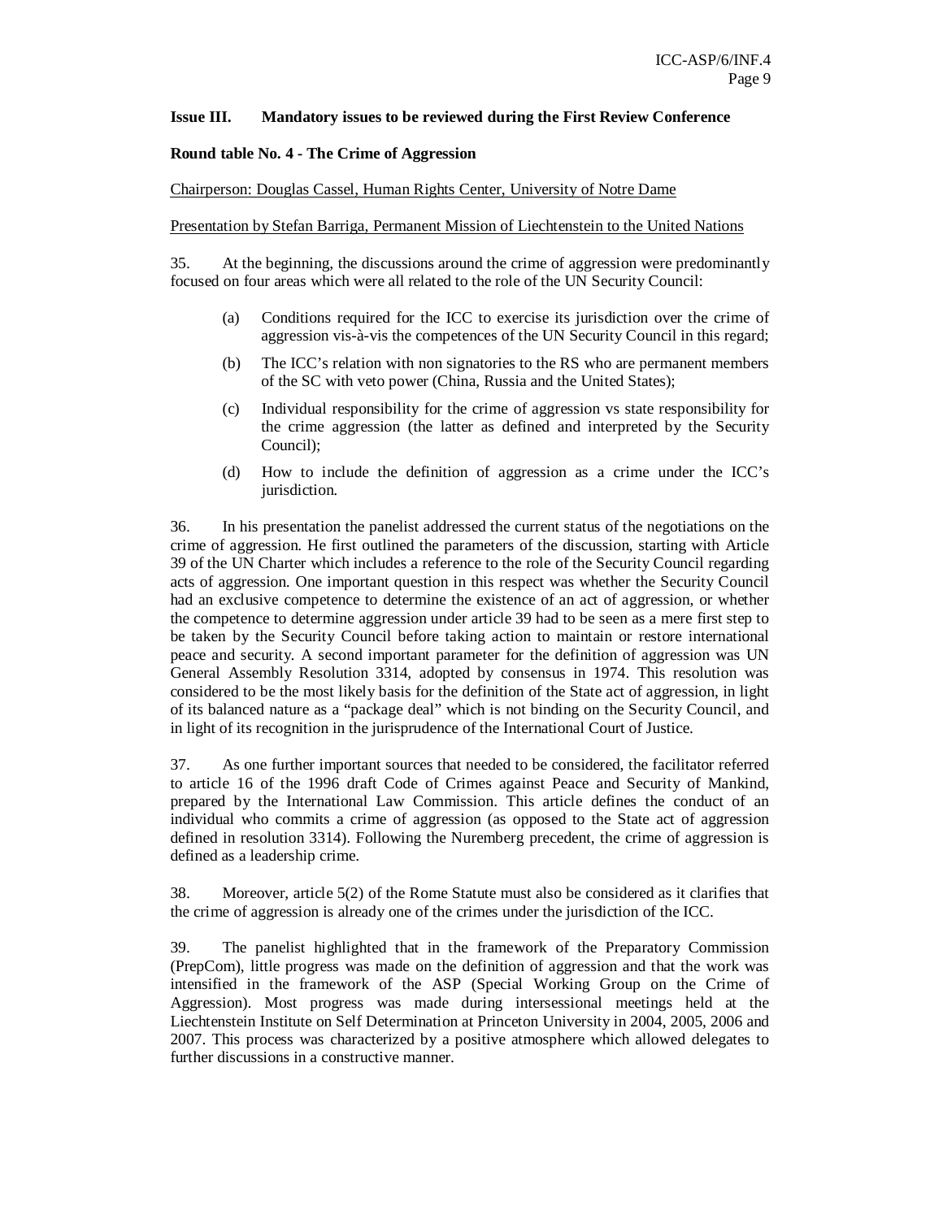**Issue III. Mandatory issues to be reviewed during the First Review Conference**

**Round table No. 4 - The Crime of Aggression**

Chairperson: Douglas Cassel, Human Rights Center, University of Notre Dame

Presentation by Stefan Barriga, Permanent Mission of Liechtenstein to the United Nations

35. At the beginning, the discussions around the crime of aggression were predominantly focused on four areas which were all related to the role of the UN Security Council:

(a) Conditions required for the ICC to exercise its jurisdiction over the crime of aggression vis-à-vis the competences of the UN Security Council in this regard;

(b) The ICC's relation with non signatories to the RS who are permanent members of the SC with veto power (China, Russia and the United States);

(c) Individual responsibility for the crime of aggression vs state responsibility for the crime aggression (the latter as defined and interpreted by the Security Council);

(d) How to include the definition of aggression as a crime under the ICC's jurisdiction.

36. In his presentation the panelist addressed the current status of the negotiations on the crime of aggression. He first outlined the parameters of the discussion, starting with Article 39 of the UN Charter which includes a reference to the role of the Security Council regarding acts of aggression. One important question in this respect was whether the Security Council had an exclusive competence to determine the existence of an act of aggression, or whether the competence to determine aggression under article 39 had to be seen as a mere first step to be taken by the Security Council before taking action to maintain or restore international peace and security. A second important parameter for the definition of aggression was UN General Assembly Resolution 3314, adopted by consensus in 1974. This resolution was considered to be the most likely basis for the definition of the State act of aggression, in light of its balanced nature as a "package deal" which is not binding on the Security Council, and in light of its recognition in the jurisprudence of the International Court of Justice.

37. As one further important sources that needed to be considered, the facilitator referred to article 16 of the 1996 draft Code of Crimes against Peace and Security of Mankind, prepared by the International Law Commission. This article defines the conduct of an individual who commits a crime of aggression (as opposed to the State act of aggression defined in resolution 3314). Following the Nuremberg precedent, the crime of aggression is defined as a leadership crime.

38. Moreover, article 5(2) of the Rome Statute must also be considered as it clarifies that the crime of aggression is already one of the crimes under the jurisdiction of the ICC.

39. The panelist highlighted that in the framework of the Preparatory Commission (PrepCom), little progress was made on the definition of aggression and that the work was intensified in the framework of the ASP (Special Working Group on the Crime of Aggression). Most progress was made during intersessional meetings held at the Liechtenstein Institute on Self Determination at Princeton University in 2004, 2005, 2006 and 2007. This process was characterized by a positive atmosphere which allowed delegates to further discussions in a constructive manner.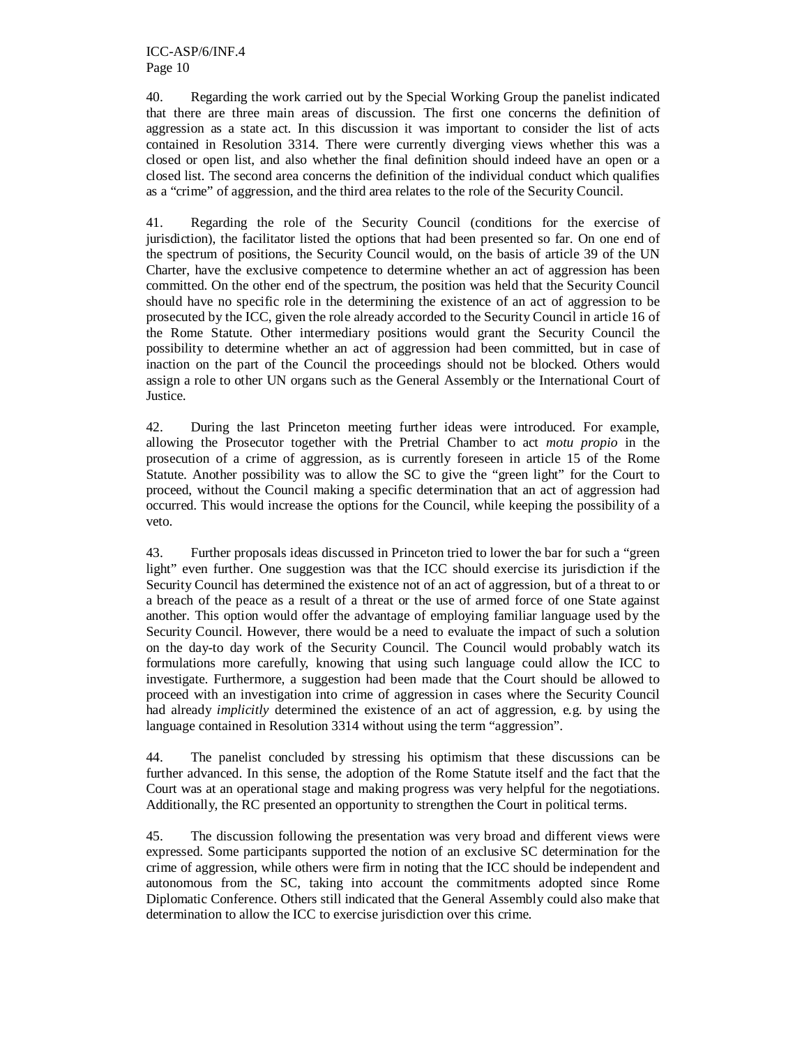40. Regarding the work carried out by the Special Working Group the panelist indicated that there are three main areas of discussion. The first one concerns the definition of aggression as a state act. In this discussion it was important to consider the list of acts contained in Resolution 3314. There were currently diverging views whether this was a closed or open list, and also whether the final definition should indeed have an open or a closed list. The second area concerns the definition of the individual conduct which qualifies as a "crime" of aggression, and the third area relates to the role of the Security Council.

41. Regarding the role of the Security Council (conditions for the exercise of jurisdiction), the facilitator listed the options that had been presented so far. On one end of the spectrum of positions, the Security Council would, on the basis of article 39 of the UN Charter, have the exclusive competence to determine whether an act of aggression has been committed. On the other end of the spectrum, the position was held that the Security Council should have no specific role in the determining the existence of an act of aggression to be prosecuted by the ICC, given the role already accorded to the Security Council in article 16 of the Rome Statute. Other intermediary positions would grant the Security Council the possibility to determine whether an act of aggression had been committed, but in case of inaction on the part of the Council the proceedings should not be blocked. Others would assign a role to other UN organs such as the General Assembly or the International Court of Justice.

42. During the last Princeton meeting further ideas were introduced. For example, allowing the Prosecutor together with the Pretrial Chamber to act *motu propio* in the prosecution of a crime of aggression, as is currently foreseen in article 15 of the Rome Statute. Another possibility was to allow the SC to give the "green light" for the Court to proceed, without the Council making a specific determination that an act of aggression had occurred. This would increase the options for the Council, while keeping the possibility of a veto.

43. Further proposals ideas discussed in Princeton tried to lower the bar for such a "green light" even further. One suggestion was that the ICC should exercise its jurisdiction if the Security Council has determined the existence not of an act of aggression, but of a threat to or a breach of the peace as a result of a threat or the use of armed force of one State against another. This option would offer the advantage of employing familiar language used by the Security Council. However, there would be a need to evaluate the impact of such a solution on the day-to day work of the Security Council. The Council would probably watch its formulations more carefully, knowing that using such language could allow the ICC to investigate. Furthermore, a suggestion had been made that the Court should be allowed to proceed with an investigation into crime of aggression in cases where the Security Council had already *implicitly* determined the existence of an act of aggression, e.g. by using the language contained in Resolution 3314 without using the term "aggression".

44. The panelist concluded by stressing his optimism that these discussions can be further advanced. In this sense, the adoption of the Rome Statute itself and the fact that the Court was at an operational stage and making progress was very helpful for the negotiations. Additionally, the RC presented an opportunity to strengthen the Court in political terms.

45. The discussion following the presentation was very broad and different views were expressed. Some participants supported the notion of an exclusive SC determination for the crime of aggression, while others were firm in noting that the ICC should be independent and autonomous from the SC, taking into account the commitments adopted since Rome Diplomatic Conference. Others still indicated that the General Assembly could also make that determination to allow the ICC to exercise jurisdiction over this crime.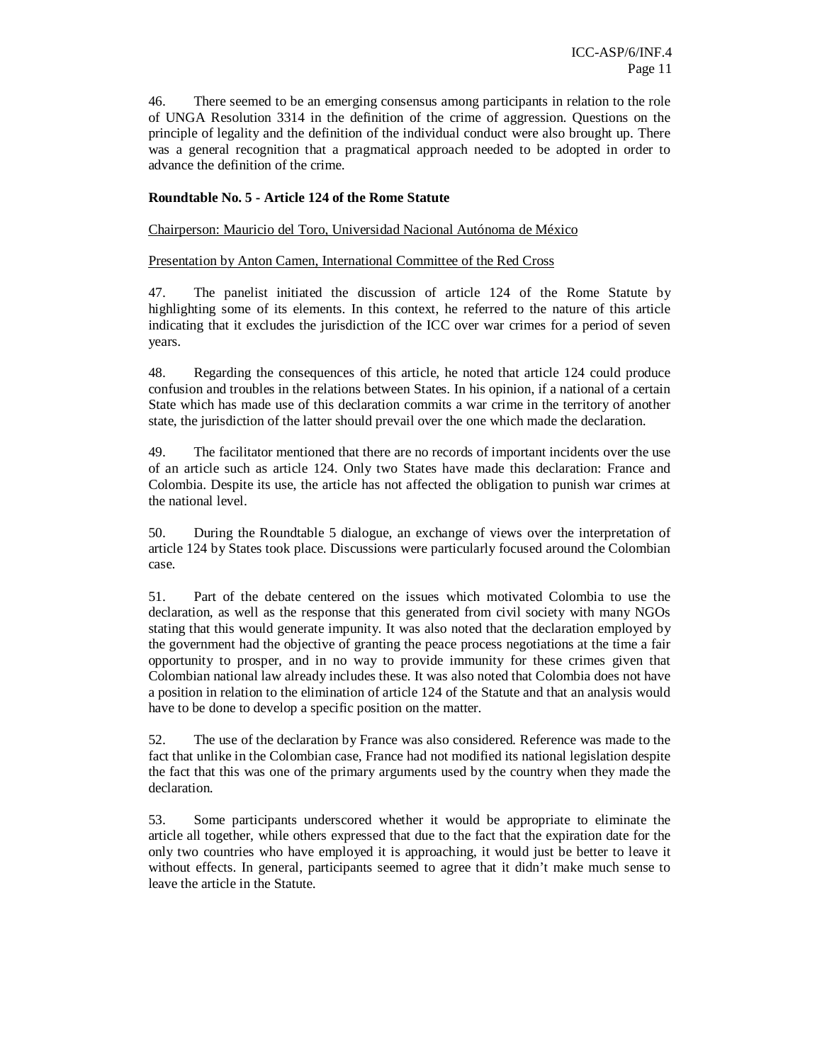46. There seemed to be an emerging consensus among participants in relation to the role of UNGA Resolution 3314 in the definition of the crime of aggression. Questions on the principle of legality and the definition of the individual conduct were also brought up. There was a general recognition that a pragmatical approach needed to be adopted in order to advance the definition of the crime.

**Roundtable No. 5 - Article 124 of the Rome Statute**

Chairperson: Mauricio del Toro, Universidad Nacional Autónoma de México

Presentation by Anton Camen, International Committee of the Red Cross

47. The panelist initiated the discussion of article 124 of the Rome Statute by highlighting some of its elements. In this context, he referred to the nature of this article indicating that it excludes the jurisdiction of the ICC over war crimes for a period of seven years.

48. Regarding the consequences of this article, he noted that article 124 could produce confusion and troubles in the relations between States. In his opinion, if a national of a certain State which has made use of this declaration commits a war crime in the territory of another state, the jurisdiction of the latter should prevail over the one which made the declaration.

49. The facilitator mentioned that there are no records of important incidents over the use of an article such as article 124. Only two States have made this declaration: France and Colombia. Despite its use, the article has not affected the obligation to punish war crimes at the national level.

50. During the Roundtable 5 dialogue, an exchange of views over the interpretation of article 124 by States took place. Discussions were particularly focused around the Colombian case.

51. Part of the debate centered on the issues which motivated Colombia to use the declaration, as well as the response that this generated from civil society with many NGOs stating that this would generate impunity. It was also noted that the declaration employed by the government had the objective of granting the peace process negotiations at the time a fair opportunity to prosper, and in no way to provide immunity for these crimes given that Colombian national law already includes these. It was also noted that Colombia does not have a position in relation to the elimination of article 124 of the Statute and that an analysis would have to be done to develop a specific position on the matter.

52. The use of the declaration by France was also considered. Reference was made to the fact that unlike in the Colombian case, France had not modified its national legislation despite the fact that this was one of the primary arguments used by the country when they made the declaration.

53. Some participants underscored whether it would be appropriate to eliminate the article all together, while others expressed that due to the fact that the expiration date for the only two countries who have employed it is approaching, it would just be better to leave it without effects. In general, participants seemed to agree that it didn't make much sense to leave the article in the Statute.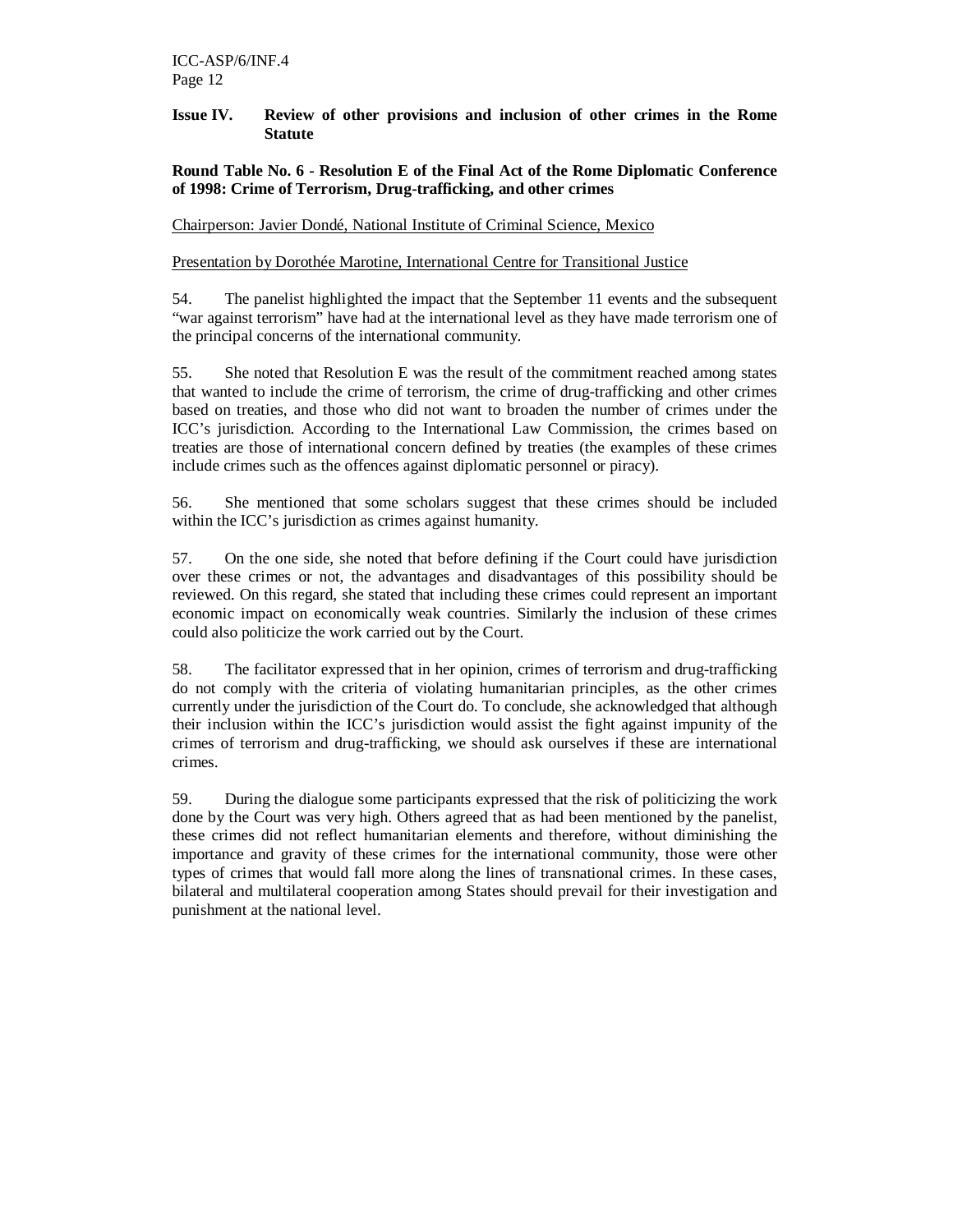## Issue IV. Review of other provisions and inclusion of other crimes in the Rome Statute

### Round Table No. 6 - Resolution E of the Final Act of the Rome Diplomatic Conference of 1998: Crime of Terrorism, Drug-trafficking, and other crimes

Chairperson: Javier Dondé, National Institute of Criminal Science, Mexico

Presentation by Dorothée Marotine, International Centre for Transitional Justice

54. The panelist highlighted the impact that the September 11 events and the subsequent "war against terrorism" have had at the international level as they have made terrorism one of the principal concerns of the international community.

55. She noted that Resolution E was the result of the commitment reached among states that wanted to include the crime of terrorism, the crime of drug-trafficking and other crimes based on treaties, and those who did not want to broaden the number of crimes under the ICC's jurisdiction. According to the International Law Commission, the crimes based on treaties are those of international concern defined by treaties (the examples of these crimes include crimes such as the offences against diplomatic personnel or piracy).

56. She mentioned that some scholars suggest that these crimes should be included within the ICC's jurisdiction as crimes against humanity.

57. On the one side, she noted that before defining if the Court could have jurisdiction over these crimes or not, the advantages and disadvantages of this possibility should be reviewed. On this regard, she stated that including these crimes could represent an important economic impact on economically weak countries. Similarly the inclusion of these crimes could also politicize the work carried out by the Court.

58. The facilitator expressed that in her opinion, crimes of terrorism and drug-trafficking do not comply with the criteria of violating humanitarian principles, as the other crimes currently under the jurisdiction of the Court do. To conclude, she acknowledged that although their inclusion within the ICC's jurisdiction would assist the fight against impunity of the crimes of terrorism and drug-trafficking, we should ask ourselves if these are international crimes.

59. During the dialogue some participants expressed that the risk of politicizing the work done by the Court was very high. Others agreed that as had been mentioned by the panelist, these crimes did not reflect humanitarian elements and therefore, without diminishing the importance and gravity of these crimes for the international community, those were other types of crimes that would fall more along the lines of transnational crimes. In these cases, bilateral and multilateral cooperation among States should prevail for their investigation and punishment at the national level.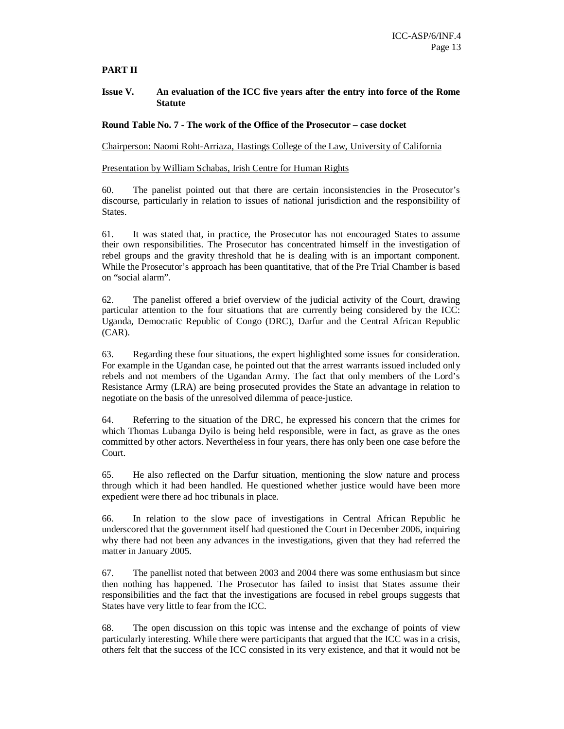**PART II**

**Issue V. An evaluation of the ICC five years after the entry into force of the Rome Statute**

**Round Table No. 7 - The work of the Office of the Prosecutor – case docket**

Chairperson: Naomi Roht-Arriaza, Hastings College of the Law, University of California

Presentation by William Schabas, Irish Centre for Human Rights

60. The panelist pointed out that there are certain inconsistencies in the Prosecutor's discourse, particularly in relation to issues of national jurisdiction and the responsibility of States.

61. It was stated that, in practice, the Prosecutor has not encouraged States to assume their own responsibilities. The Prosecutor has concentrated himself in the investigation of rebel groups and the gravity threshold that he is dealing with is an important component. While the Prosecutor's approach has been quantitative, that of the Pre Trial Chamber is based on "social alarm".

62. The panelist offered a brief overview of the judicial activity of the Court, drawing particular attention to the four situations that are currently being considered by the ICC: Uganda, Democratic Republic of Congo (DRC), Darfur and the Central African Republic (CAR).

63. Regarding these four situations, the expert highlighted some issues for consideration. For example in the Ugandan case, he pointed out that the arrest warrants issued included only rebels and not members of the Ugandan Army. The fact that only members of the Lord's Resistance Army (LRA) are being prosecuted provides the State an advantage in relation to negotiate on the basis of the unresolved dilemma of peace-justice.

64. Referring to the situation of the DRC, he expressed his concern that the crimes for which Thomas Lubanga Dyilo is being held responsible, were in fact, as grave as the ones committed by other actors. Nevertheless in four years, there has only been one case before the Court.

65. He also reflected on the Darfur situation, mentioning the slow nature and process through which it had been handled. He questioned whether justice would have been more expedient were there ad hoc tribunals in place.

66. In relation to the slow pace of investigations in Central African Republic he underscored that the government itself had questioned the Court in December 2006, inquiring why there had not been any advances in the investigations, given that they had referred the matter in January 2005.

67. The panellist noted that between 2003 and 2004 there was some enthusiasm but since then nothing has happened. The Prosecutor has failed to insist that States assume their responsibilities and the fact that the investigations are focused in rebel groups suggests that States have very little to fear from the ICC.

68. The open discussion on this topic was intense and the exchange of points of view particularly interesting. While there were participants that argued that the ICC was in a crisis, others felt that the success of the ICC consisted in its very existence, and that it would not be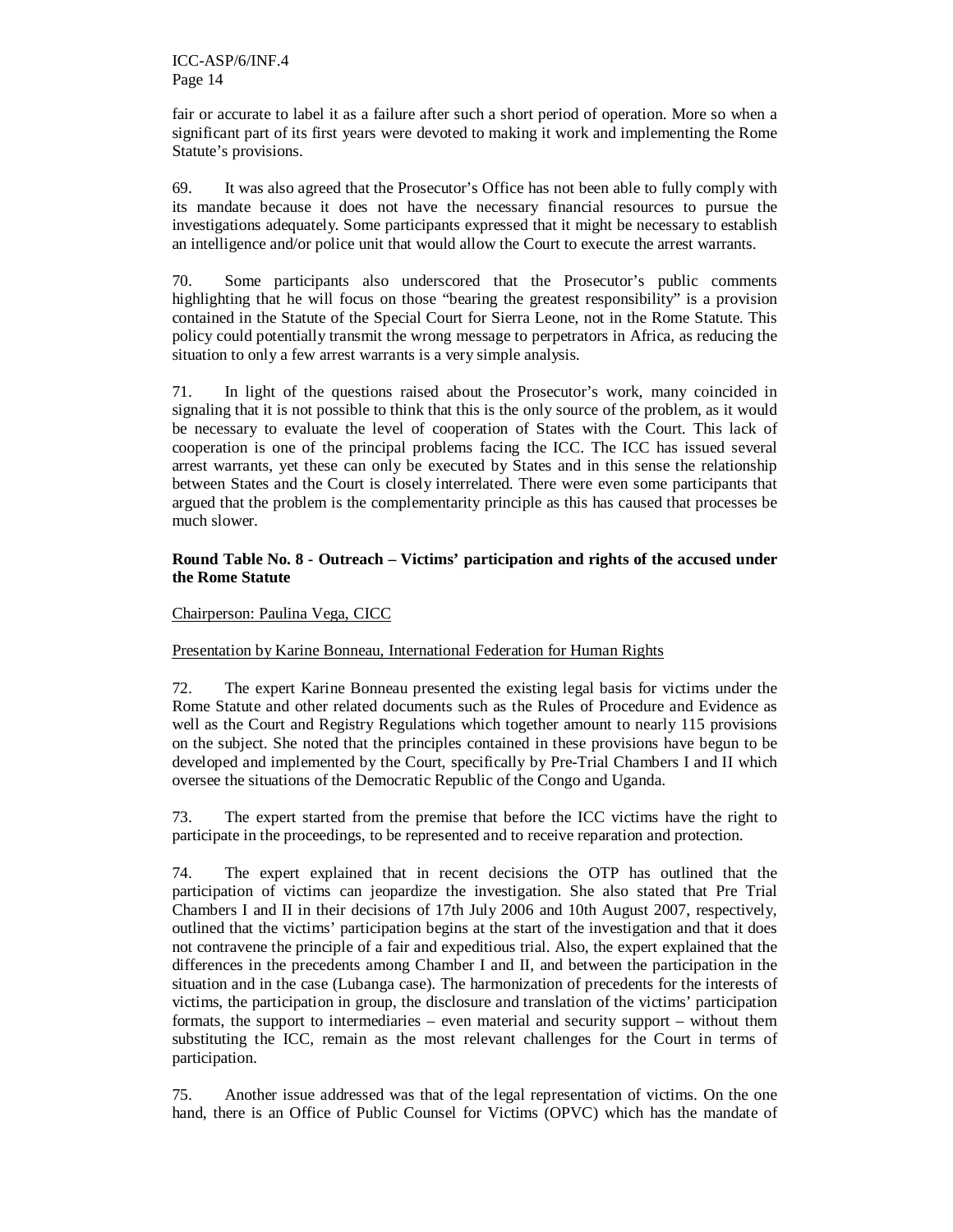fair or accurate to label it as a failure after such a short period of operation. More so when a significant part of its first years were devoted to making it work and implementing the Rome Statute's provisions.

69. It was also agreed that the Prosecutor's Office has not been able to fully comply with its mandate because it does not have the necessary financial resources to pursue the investigations adequately. Some participants expressed that it might be necessary to establish an intelligence and/or police unit that would allow the Court to execute the arrest warrants.

70. Some participants also underscored that the Prosecutor's public comments highlighting that he will focus on those "bearing the greatest responsibility" is a provision contained in the Statute of the Special Court for Sierra Leone, not in the Rome Statute. This policy could potentially transmit the wrong message to perpetrators in Africa, as reducing the situation to only a few arrest warrants is a very simple analysis.

71. In light of the questions raised about the Prosecutor's work, many coincided in signaling that it is not possible to think that this is the only source of the problem, as it would be necessary to evaluate the level of cooperation of States with the Court. This lack of cooperation is one of the principal problems facing the ICC. The ICC has issued several arrest warrants, yet these can only be executed by States and in this sense the relationship between States and the Court is closely interrelated. There were even some participants that argued that the problem is the complementarity principle as this has caused that processes be much slower.

**Round Table No. 8 - Outreach – Victims' participation and rights of the accused under the Rome Statute**

Chairperson: Paulina Vega, CICC

Presentation by Karine Bonneau, International Federation for Human Rights

72. The expert Karine Bonneau presented the existing legal basis for victims under the Rome Statute and other related documents such as the Rules of Procedure and Evidence as well as the Court and Registry Regulations which together amount to nearly 115 provisions on the subject. She noted that the principles contained in these provisions have begun to be developed and implemented by the Court, specifically by Pre-Trial Chambers I and II which oversee the situations of the Democratic Republic of the Congo and Uganda.

73. The expert started from the premise that before the ICC victims have the right to participate in the proceedings, to be represented and to receive reparation and protection.

74. The expert explained that in recent decisions the OTP has outlined that the participation of victims can jeopardize the investigation. She also stated that Pre Trial Chambers I and II in their decisions of 17th July 2006 and 10th August 2007, respectively, outlined that the victims' participation begins at the start of the investigation and that it does not contravene the principle of a fair and expeditious trial. Also, the expert explained that the differences in the precedents among Chamber I and II, and between the participation in the situation and in the case (Lubanga case). The harmonization of precedents for the interests of victims, the participation in group, the disclosure and translation of the victims' participation formats, the support to intermediaries – even material and security support – without them substituting the ICC, remain as the most relevant challenges for the Court in terms of participation.

75. Another issue addressed was that of the legal representation of victims. On the one hand, there is an Office of Public Counsel for Victims (OPVC) which has the mandate of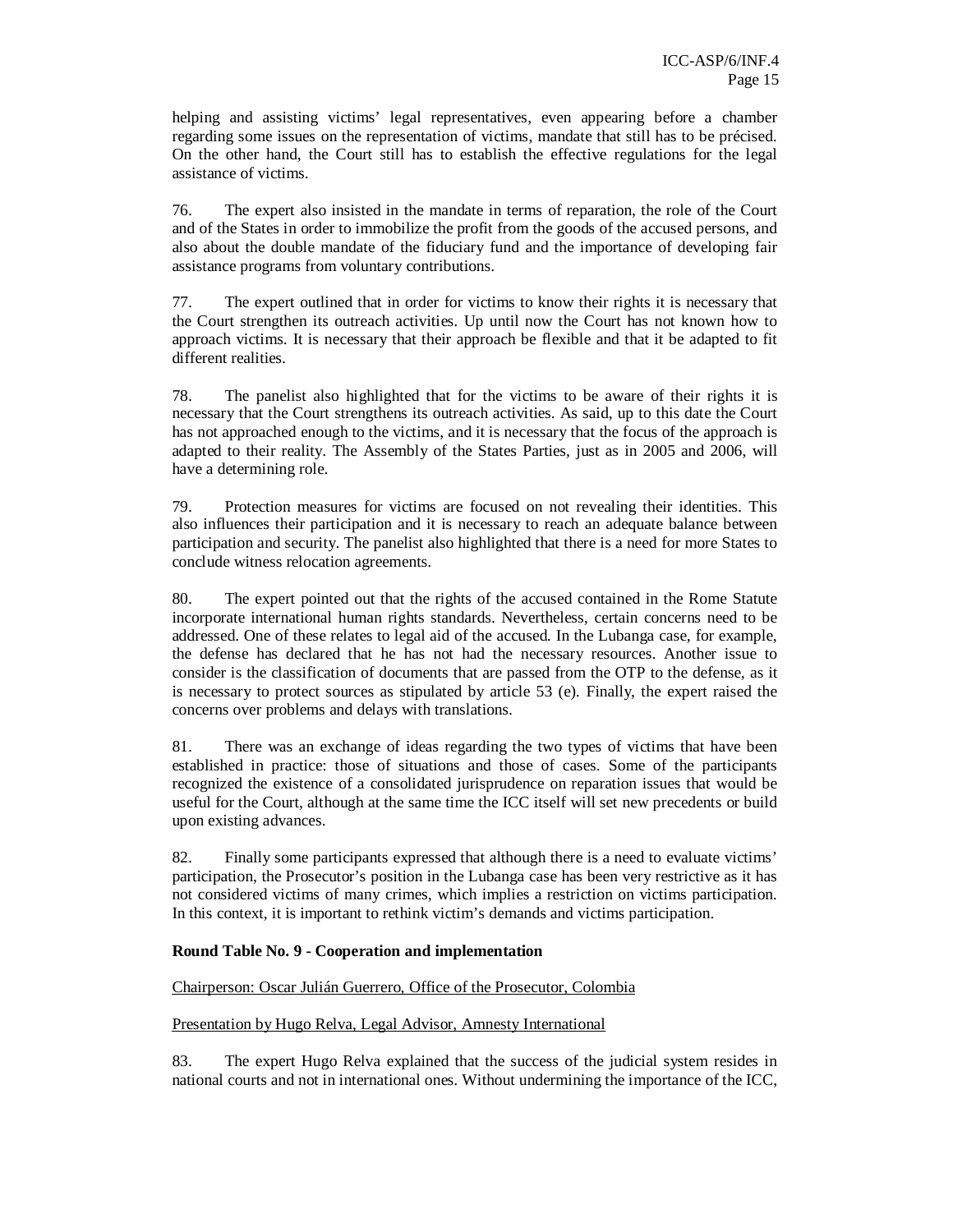helping and assisting victims' legal representatives, even appearing before a chamber regarding some issues on the representation of victims, mandate that still has to be précised. On the other hand, the Court still has to establish the effective regulations for the legal assistance of victims.

76. The expert also insisted in the mandate in terms of reparation, the role of the Court and of the States in order to immobilize the profit from the goods of the accused persons, and also about the double mandate of the fiduciary fund and the importance of developing fair assistance programs from voluntary contributions.

77. The expert outlined that in order for victims to know their rights it is necessary that the Court strengthen its outreach activities. Up until now the Court has not known how to approach victims. It is necessary that their approach be flexible and that it be adapted to fit different realities.

78. The panelist also highlighted that for the victims to be aware of their rights it is necessary that the Court strengthens its outreach activities. As said, up to this date the Court has not approached enough to the victims, and it is necessary that the focus of the approach is adapted to their reality. The Assembly of the States Parties, just as in 2005 and 2006, will have a determining role.

79. Protection measures for victims are focused on not revealing their identities. This also influences their participation and it is necessary to reach an adequate balance between participation and security. The panelist also highlighted that there is a need for more States to conclude witness relocation agreements.

80. The expert pointed out that the rights of the accused contained in the Rome Statute incorporate international human rights standards. Nevertheless, certain concerns need to be addressed. One of these relates to legal aid of the accused. In the Lubanga case, for example, the defense has declared that he has not had the necessary resources. Another issue to consider is the classification of documents that are passed from the OTP to the defense, as it is necessary to protect sources as stipulated by article 53 (e). Finally, the expert raised the concerns over problems and delays with translations.

81. There was an exchange of ideas regarding the two types of victims that have been established in practice: those of situations and those of cases. Some of the participants recognized the existence of a consolidated jurisprudence on reparation issues that would be useful for the Court, although at the same time the ICC itself will set new precedents or build upon existing advances.

82. Finally some participants expressed that although there is a need to evaluate victims' participation, the Prosecutor's position in the Lubanga case has been very restrictive as it has not considered victims of many crimes, which implies a restriction on victims participation. In this context, it is important to rethink victim's demands and victims participation.

**Round Table No. 9 - Cooperation and implementation**

Chairperson: Oscar Julián Guerrero, Office of the Prosecutor, Colombia

Presentation by Hugo Relva, Legal Advisor, Amnesty International

83. The expert Hugo Relva explained that the success of the judicial system resides in national courts and not in international ones. Without undermining the importance of the ICC,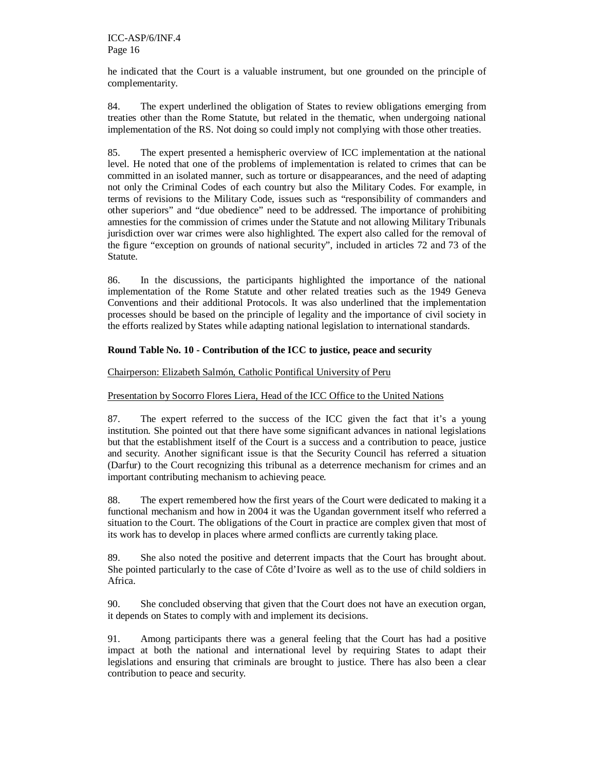he indicated that the Court is a valuable instrument, but one grounded on the principle of complementarity.

84. The expert underlined the obligation of States to review obligations emerging from treaties other than the Rome Statute, but related in the thematic, when undergoing national implementation of the RS. Not doing so could imply not complying with those other treaties.

85. The expert presented a hemispheric overview of ICC implementation at the national level. He noted that one of the problems of implementation is related to crimes that can be committed in an isolated manner, such as torture or disappearances, and the need of adapting not only the Criminal Codes of each country but also the Military Codes. For example, in terms of revisions to the Military Code, issues such as "responsibility of commanders and other superiors" and "due obedience" need to be addressed. The importance of prohibiting amnesties for the commission of crimes under the Statute and not allowing Military Tribunals jurisdiction over war crimes were also highlighted. The expert also called for the removal of the figure "exception on grounds of national security", included in articles 72 and 73 of the Statute.

86. In the discussions, the participants highlighted the importance of the national implementation of the Rome Statute and other related treaties such as the 1949 Geneva Conventions and their additional Protocols. It was also underlined that the implementation processes should be based on the principle of legality and the importance of civil society in the efforts realized by States while adapting national legislation to international standards.

**Round Table No. 10 - Contribution of the ICC to justice, peace and security**

Chairperson: Elizabeth Salmón, Catholic Pontifical University of Peru

Presentation by Socorro Flores Liera, Head of the ICC Office to the United Nations

87. The expert referred to the success of the ICC given the fact that it's a young institution. She pointed out that there have some significant advances in national legislations but that the establishment itself of the Court is a success and a contribution to peace, justice and security. Another significant issue is that the Security Council has referred a situation (Darfur) to the Court recognizing this tribunal as a deterrence mechanism for crimes and an important contributing mechanism to achieving peace.

88. The expert remembered how the first years of the Court were dedicated to making it a functional mechanism and how in 2004 it was the Ugandan government itself who referred a situation to the Court. The obligations of the Court in practice are complex given that most of its work has to develop in places where armed conflicts are currently taking place.

89. She also noted the positive and deterrent impacts that the Court has brought about. She pointed particularly to the case of Côte d'Ivoire as well as to the use of child soldiers in Africa.

90. She concluded observing that given that the Court does not have an execution organ, it depends on States to comply with and implement its decisions.

91. Among participants there was a general feeling that the Court has had a positive impact at both the national and international level by requiring States to adapt their legislations and ensuring that criminals are brought to justice. There has also been a clear contribution to peace and security.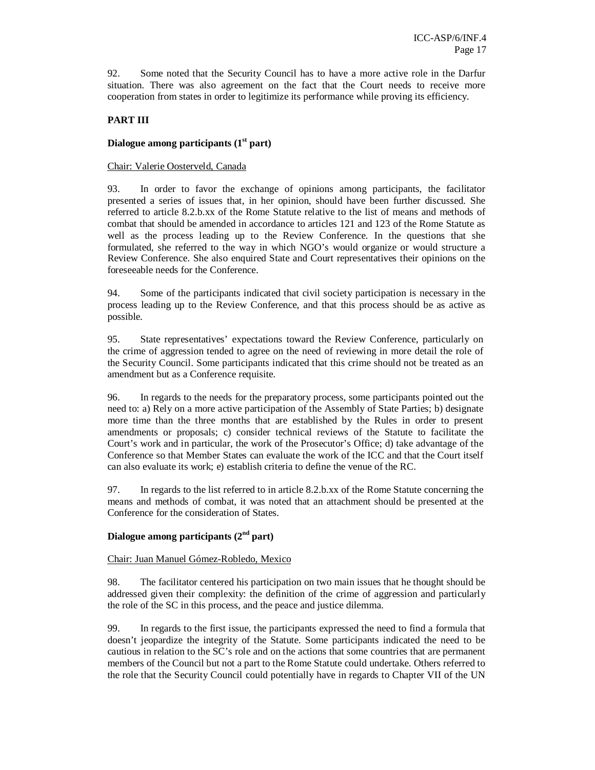92. Some noted that the Security Council has to have a more active role in the Darfur situation. There was also agreement on the fact that the Court needs to receive more cooperation from states in order to legitimize its performance while proving its efficiency.

## PART III

### Dialogue among participants (1st part)

Chair: Valerie Oosterveld, Canada

93. In order to favor the exchange of opinions among participants, the facilitator presented a series of issues that, in her opinion, should have been further discussed. She referred to article 8.2.b.xx of the Rome Statute relative to the list of means and methods of combat that should be amended in accordance to articles 121 and 123 of the Rome Statute as well as the process leading up to the Review Conference. In the questions that she formulated, she referred to the way in which NGO's would organize or would structure a Review Conference. She also enquired State and Court representatives their opinions on the foreseeable needs for the Conference.

94. Some of the participants indicated that civil society participation is necessary in the process leading up to the Review Conference, and that this process should be as active as possible.

95. State representatives' expectations toward the Review Conference, particularly on the crime of aggression tended to agree on the need of reviewing in more detail the role of the Security Council. Some participants indicated that this crime should not be treated as an amendment but as a Conference requisite.

96. In regards to the needs for the preparatory process, some participants pointed out the need to: a) Rely on a more active participation of the Assembly of State Parties; b) designate more time than the three months that are established by the Rules in order to present amendments or proposals; c) consider technical reviews of the Statute to facilitate the Court's work and in particular, the work of the Prosecutor's Office; d) take advantage of the Conference so that Member States can evaluate the work of the ICC and that the Court itself can also evaluate its work; e) establish criteria to define the venue of the RC.

97. In regards to the list referred to in article 8.2.b.xx of the Rome Statute concerning the means and methods of combat, it was noted that an attachment should be presented at the Conference for the consideration of States.

### Dialogue among participants (2nd part)

Chair: Juan Manuel Gómez-Robledo, Mexico

98. The facilitator centered his participation on two main issues that he thought should be addressed given their complexity: the definition of the crime of aggression and particularly the role of the SC in this process, and the peace and justice dilemma.

99. In regards to the first issue, the participants expressed the need to find a formula that doesn't jeopardize the integrity of the Statute. Some participants indicated the need to be cautious in relation to the SC's role and on the actions that some countries that are permanent members of the Council but not a part to the Rome Statute could undertake. Others referred to the role that the Security Council could potentially have in regards to Chapter VII of the UN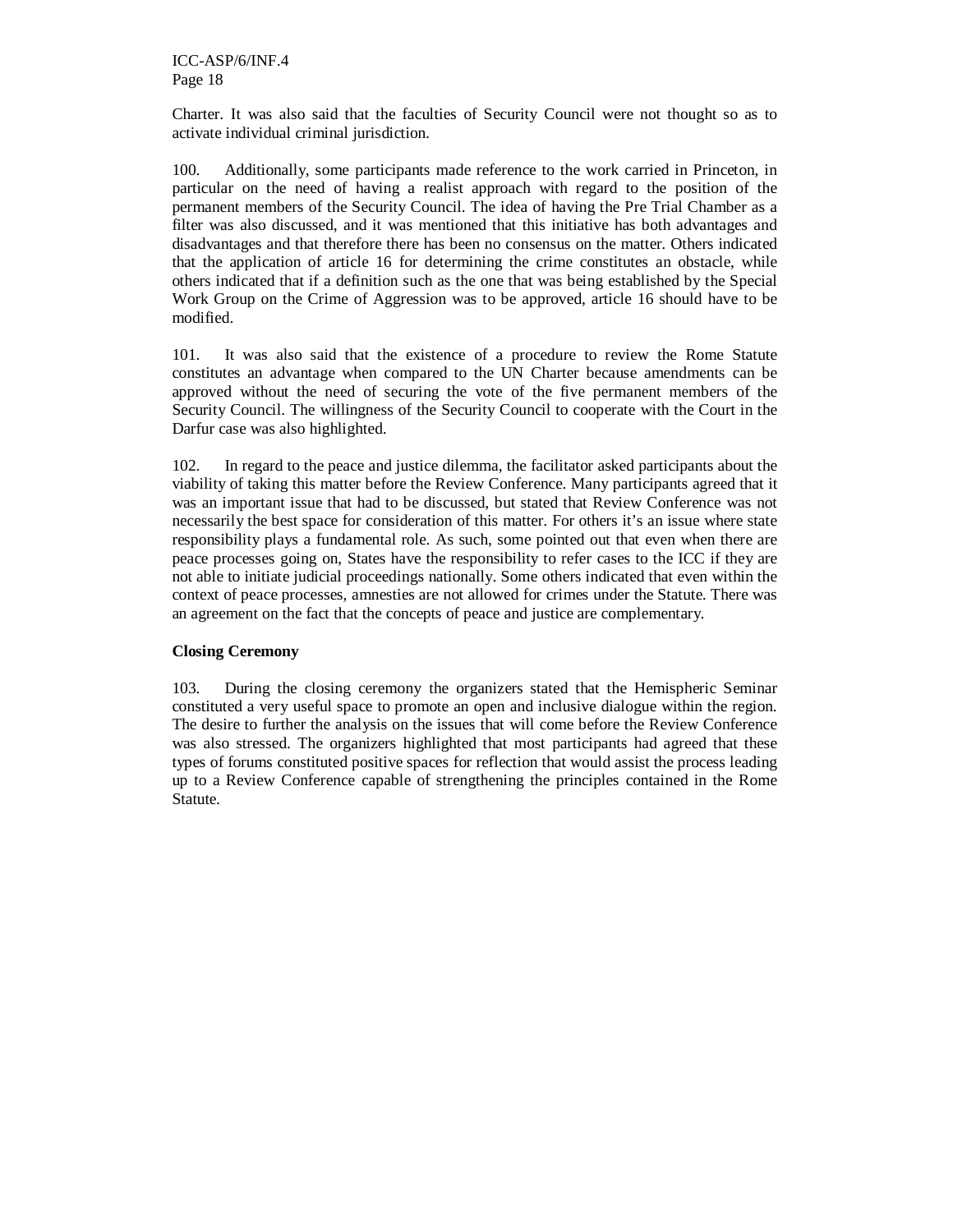Charter. It was also said that the faculties of Security Council were not thought so as to activate individual criminal jurisdiction.

100. Additionally, some participants made reference to the work carried in Princeton, in particular on the need of having a realist approach with regard to the position of the permanent members of the Security Council. The idea of having the Pre Trial Chamber as a filter was also discussed, and it was mentioned that this initiative has both advantages and disadvantages and that therefore there has been no consensus on the matter. Others indicated that the application of article 16 for determining the crime constitutes an obstacle, while others indicated that if a definition such as the one that was being established by the Special Work Group on the Crime of Aggression was to be approved, article 16 should have to be modified.

101. It was also said that the existence of a procedure to review the Rome Statute constitutes an advantage when compared to the UN Charter because amendments can be approved without the need of securing the vote of the five permanent members of the Security Council. The willingness of the Security Council to cooperate with the Court in the Darfur case was also highlighted.

102. In regard to the peace and justice dilemma, the facilitator asked participants about the viability of taking this matter before the Review Conference. Many participants agreed that it was an important issue that had to be discussed, but stated that Review Conference was not necessarily the best space for consideration of this matter. For others it's an issue where state responsibility plays a fundamental role. As such, some pointed out that even when there are peace processes going on, States have the responsibility to refer cases to the ICC if they are not able to initiate judicial proceedings nationally. Some others indicated that even within the context of peace processes, amnesties are not allowed for crimes under the Statute. There was an agreement on the fact that the concepts of peace and justice are complementary.

**Closing Ceremony**

103. During the closing ceremony the organizers stated that the Hemispheric Seminar constituted a very useful space to promote an open and inclusive dialogue within the region. The desire to further the analysis on the issues that will come before the Review Conference was also stressed. The organizers highlighted that most participants had agreed that these types of forums constituted positive spaces for reflection that would assist the process leading up to a Review Conference capable of strengthening the principles contained in the Rome Statute.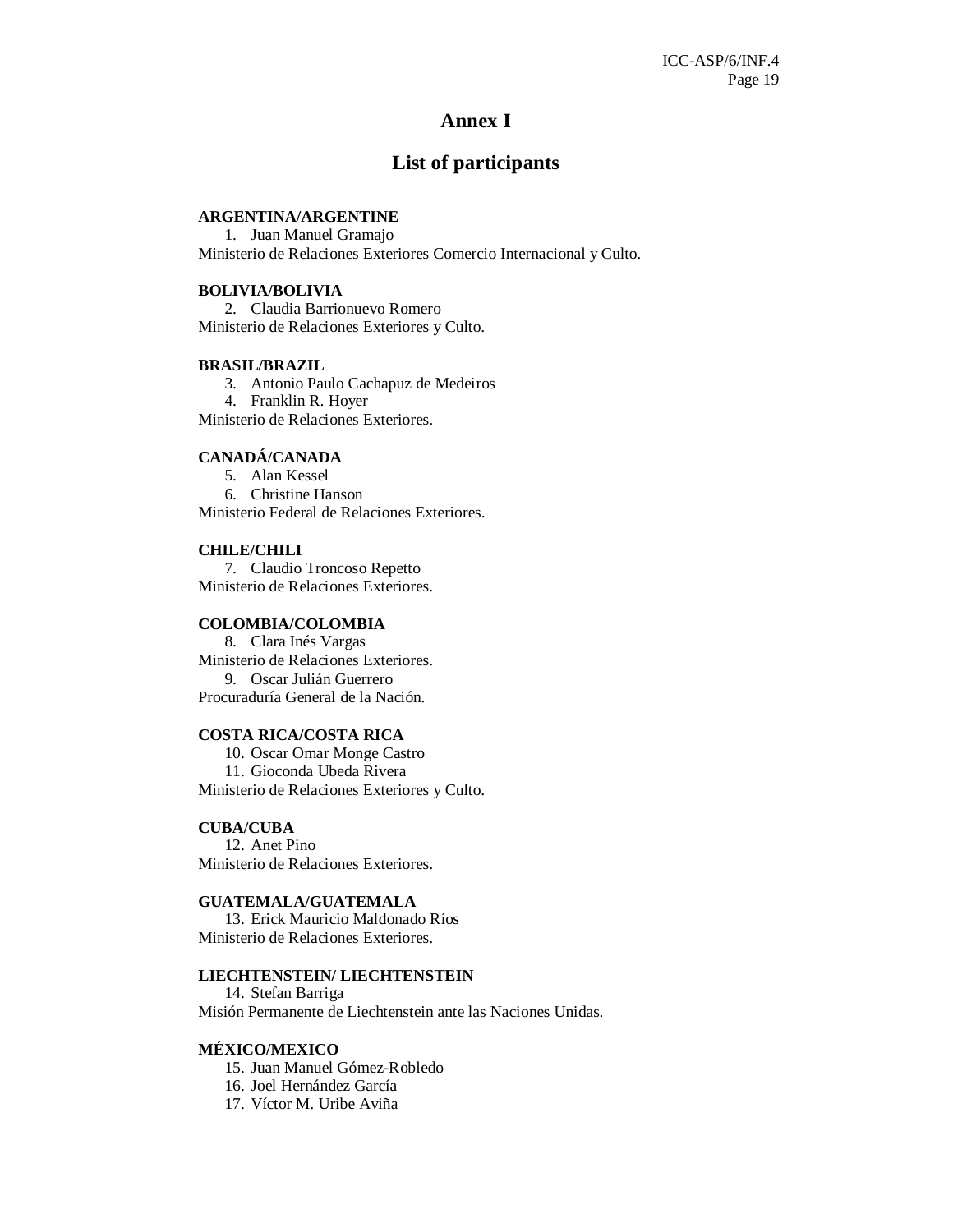# Annex I

## List of participants

**ARGENTINA/ARGENTINE**

1. Juan Manuel Gramajo

Ministerio de Relaciones Exteriores Comercio Internacional y Culto.

**BOLIVIA/BOLIVIA**

2. Claudia Barrionuevo Romero

Ministerio de Relaciones Exteriores y Culto.

**BRASIL/BRAZIL**

3. Antonio Paulo Cachapuz de Medeiros
4. Franklin R. Hoyer

Ministerio de Relaciones Exteriores.

**CANADÁ/CANADA**

5. Alan Kessel
6. Christine Hanson

Ministerio Federal de Relaciones Exteriores.

**CHILE/CHILI**

7. Claudio Troncoso Repetto

Ministerio de Relaciones Exteriores.

**COLOMBIA/COLOMBIA**

8. Clara Inés Vargas

Ministerio de Relaciones Exteriores.

9. Oscar Julián Guerrero

Procuraduría General de la Nación.

**COSTA RICA/COSTA RICA**

10. Oscar Omar Monge Castro
11. Gioconda Ubeda Rivera

Ministerio de Relaciones Exteriores y Culto.

**CUBA/CUBA**

12. Anet Pino

Ministerio de Relaciones Exteriores.

**GUATEMALA/GUATEMALA**

13. Erick Mauricio Maldonado Ríos

Ministerio de Relaciones Exteriores.

**LIECHTENSTEIN/ LIECHTENSTEIN**

14. Stefan Barriga

Misión Permanente de Liechtenstein ante las Naciones Unidas.

**MÉXICO/MEXICO**

15. Juan Manuel Gómez-Robledo
16. Joel Hernández García
17. Víctor M. Uribe Aviña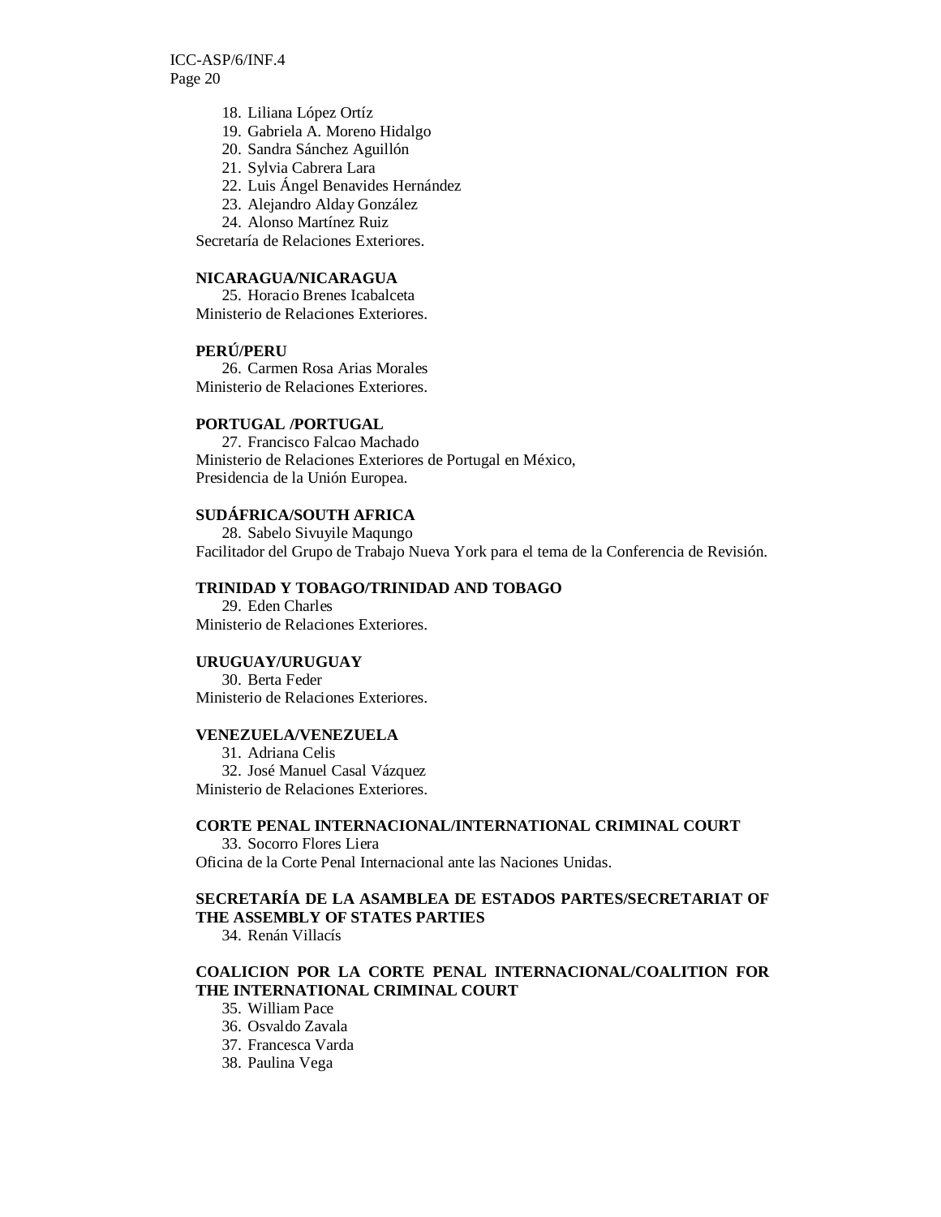18. Liliana López Ortíz
19. Gabriela A. Moreno Hidalgo
20. Sandra Sánchez Aguillón
21. Sylvia Cabrera Lara
22. Luis Ángel Benavides Hernández
23. Alejandro Alday González
24. Alonso Martínez Ruiz

Secretaría de Relaciones Exteriores.

**NICARAGUA/NICARAGUA**

25. Horacio Brenes Icabalceta

Ministerio de Relaciones Exteriores.

**PERÚ/PERU**

26. Carmen Rosa Arias Morales

Ministerio de Relaciones Exteriores.

**PORTUGAL /PORTUGAL**

27. Francisco Falcao Machado

Ministerio de Relaciones Exteriores de Portugal en México,
Presidencia de la Unión Europea.

**SUDÁFRICA/SOUTH AFRICA**

28. Sabelo Sivuyile Maqungo

Facilitador del Grupo de Trabajo Nueva York para el tema de la Conferencia de Revisión.

**TRINIDAD Y TOBAGO/TRINIDAD AND TOBAGO**

29. Eden Charles

Ministerio de Relaciones Exteriores.

**URUGUAY/URUGUAY**

30. Berta Feder

Ministerio de Relaciones Exteriores.

**VENEZUELA/VENEZUELA**

31. Adriana Celis
32. José Manuel Casal Vázquez

Ministerio de Relaciones Exteriores.

**CORTE PENAL INTERNACIONAL/INTERNATIONAL CRIMINAL COURT**

33. Socorro Flores Liera

Oficina de la Corte Penal Internacional ante las Naciones Unidas.

**SECRETARÍA DE LA ASAMBLEA DE ESTADOS PARTES/SECRETARIAT OF THE ASSEMBLY OF STATES PARTIES**

34. Renán Villacís

**COALICION POR LA CORTE PENAL INTERNACIONAL/COALITION FOR THE INTERNATIONAL CRIMINAL COURT**

35. William Pace
36. Osvaldo Zavala
37. Francesca Varda
38. Paulina Vega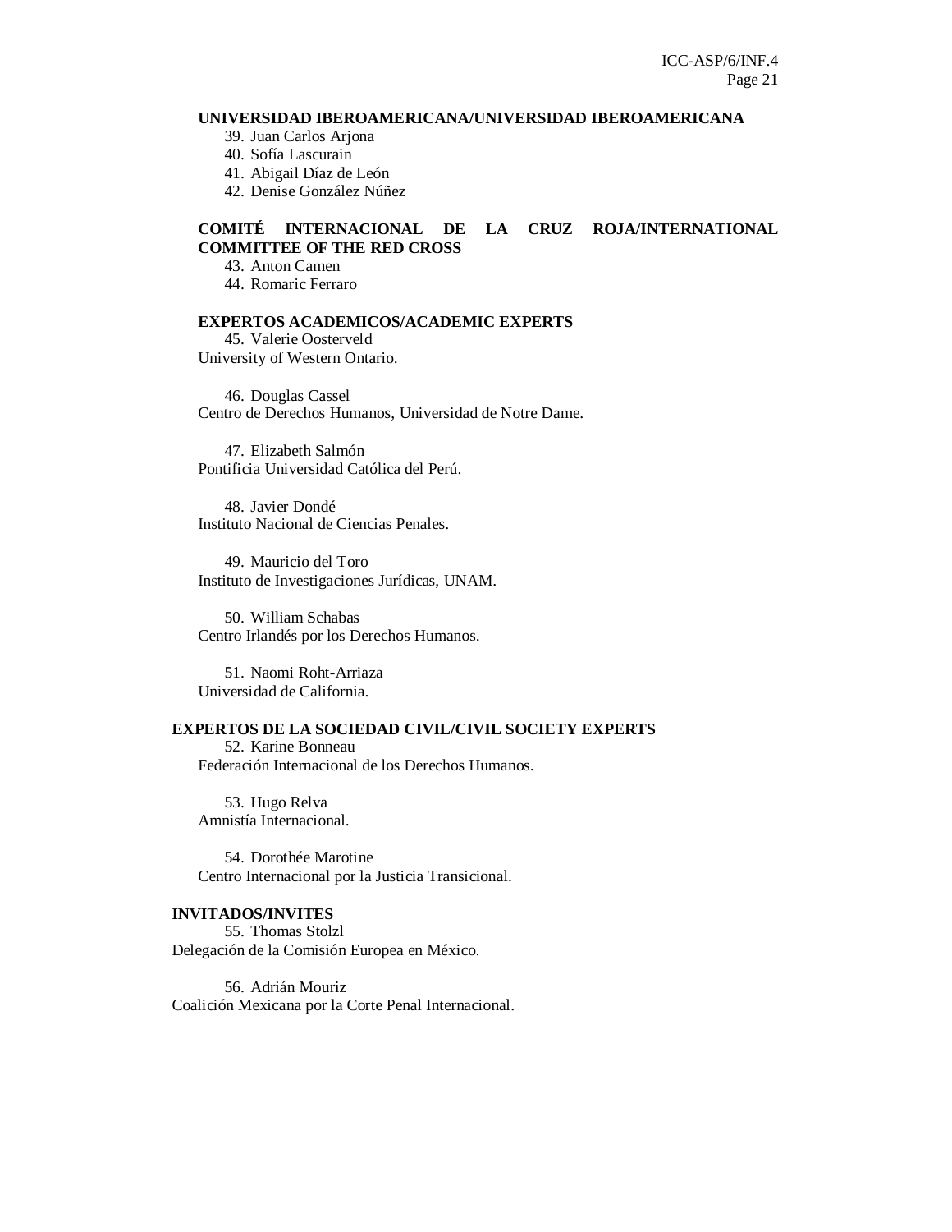**UNIVERSIDAD IBEROAMERICANA/UNIVERSIDAD IBEROAMERICANA**

39. Juan Carlos Arjona
40. Sofía Lascurain
41. Abigail Díaz de León
42. Denise González Núñez

**COMITÉ INTERNACIONAL DE LA CRUZ ROJA/INTERNATIONAL COMMITTEE OF THE RED CROSS**

43. Anton Camen
44. Romaric Ferraro

**EXPERTOS ACADEMICOS/ACADEMIC EXPERTS**

45. Valerie Oosterveld
University of Western Ontario.

46. Douglas Cassel
Centro de Derechos Humanos, Universidad de Notre Dame.

47. Elizabeth Salmón
Pontificia Universidad Católica del Perú.

48. Javier Dondé
Instituto Nacional de Ciencias Penales.

49. Mauricio del Toro
Instituto de Investigaciones Jurídicas, UNAM.

50. William Schabas
Centro Irlandés por los Derechos Humanos.

51. Naomi Roht-Arriaza
Universidad de California.

**EXPERTOS DE LA SOCIEDAD CIVIL/CIVIL SOCIETY EXPERTS**

52. Karine Bonneau
Federación Internacional de los Derechos Humanos.

53. Hugo Relva
Amnistía Internacional.

54. Dorothée Marotine
Centro Internacional por la Justicia Transicional.

**INVITADOS/INVITES**

55. Thomas Stolzl
Delegación de la Comisión Europea en México.

56. Adrián Mouriz
Coalición Mexicana por la Corte Penal Internacional.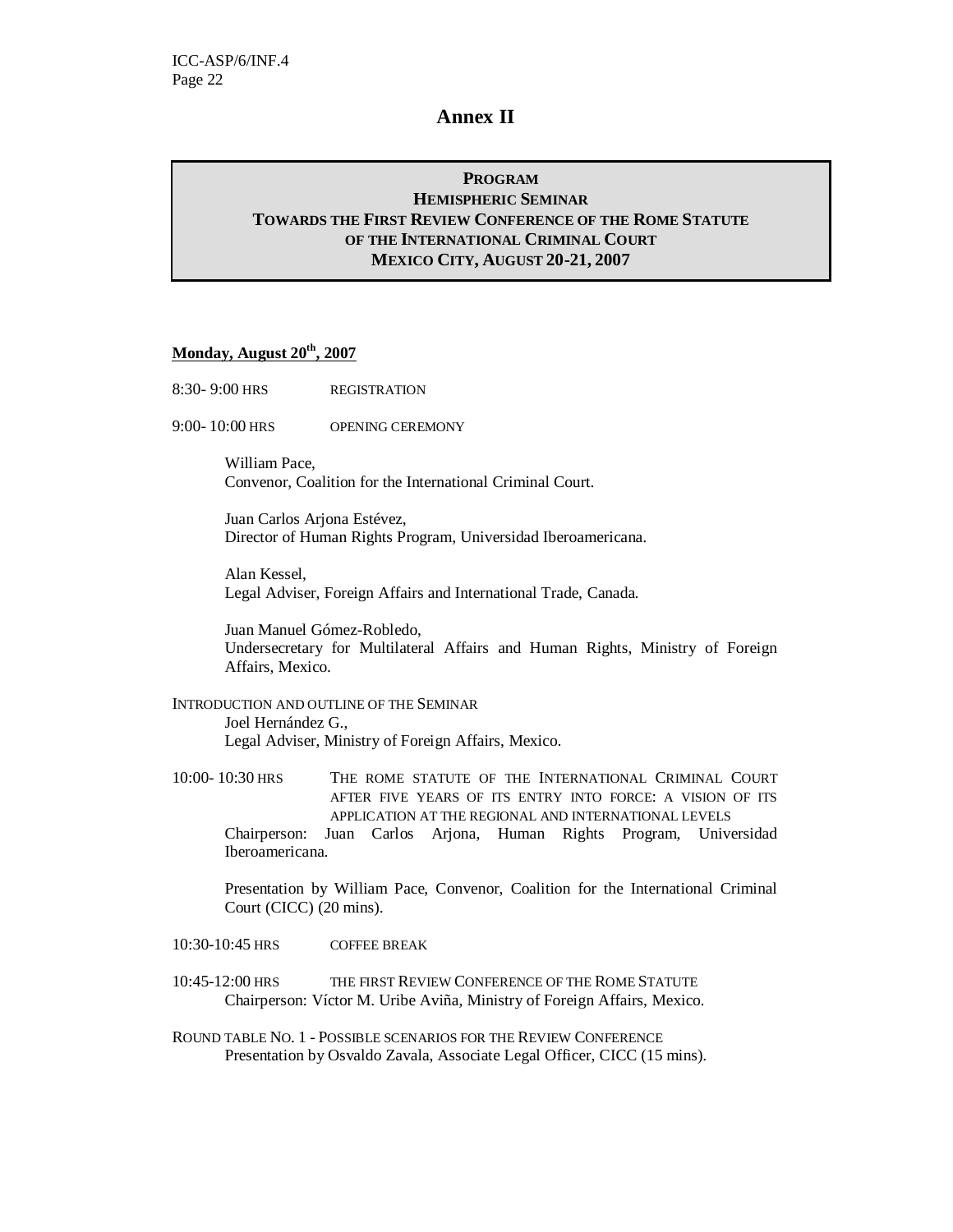# Annex II

**PROGRAM**
**HEMISPHERIC SEMINAR**
**TOWARDS THE FIRST REVIEW CONFERENCE OF THE ROME STATUTE OF THE INTERNATIONAL CRIMINAL COURT**
**MEXICO CITY, AUGUST 20-21, 2007**

**Monday, August 20th, 2007**

8:30- 9:00 HRS REGISTRATION

9:00- 10:00 HRS OPENING CEREMONY

William Pace,
Convenor, Coalition for the International Criminal Court.

Juan Carlos Arjona Estévez,
Director of Human Rights Program, Universidad Iberoamericana.

Alan Kessel,
Legal Adviser, Foreign Affairs and International Trade, Canada.

Juan Manuel Gómez-Robledo,
Undersecretary for Multilateral Affairs and Human Rights, Ministry of Foreign Affairs, Mexico.

INTRODUCTION AND OUTLINE OF THE SEMINAR
Joel Hernández G.,
Legal Adviser, Ministry of Foreign Affairs, Mexico.

10:00- 10:30 HRS THE ROME STATUTE OF THE INTERNATIONAL CRIMINAL COURT AFTER FIVE YEARS OF ITS ENTRY INTO FORCE: A VISION OF ITS APPLICATION AT THE REGIONAL AND INTERNATIONAL LEVELS
Chairperson: Juan Carlos Arjona, Human Rights Program, Universidad Iberoamericana.

Presentation by William Pace, Convenor, Coalition for the International Criminal Court (CICC) (20 mins).

10:30-10:45 HRS COFFEE BREAK

10:45-12:00 HRS THE FIRST REVIEW CONFERENCE OF THE ROME STATUTE
Chairperson: Víctor M. Uribe Aviña, Ministry of Foreign Affairs, Mexico.

ROUND TABLE NO. 1 - POSSIBLE SCENARIOS FOR THE REVIEW CONFERENCE
Presentation by Osvaldo Zavala, Associate Legal Officer, CICC (15 mins).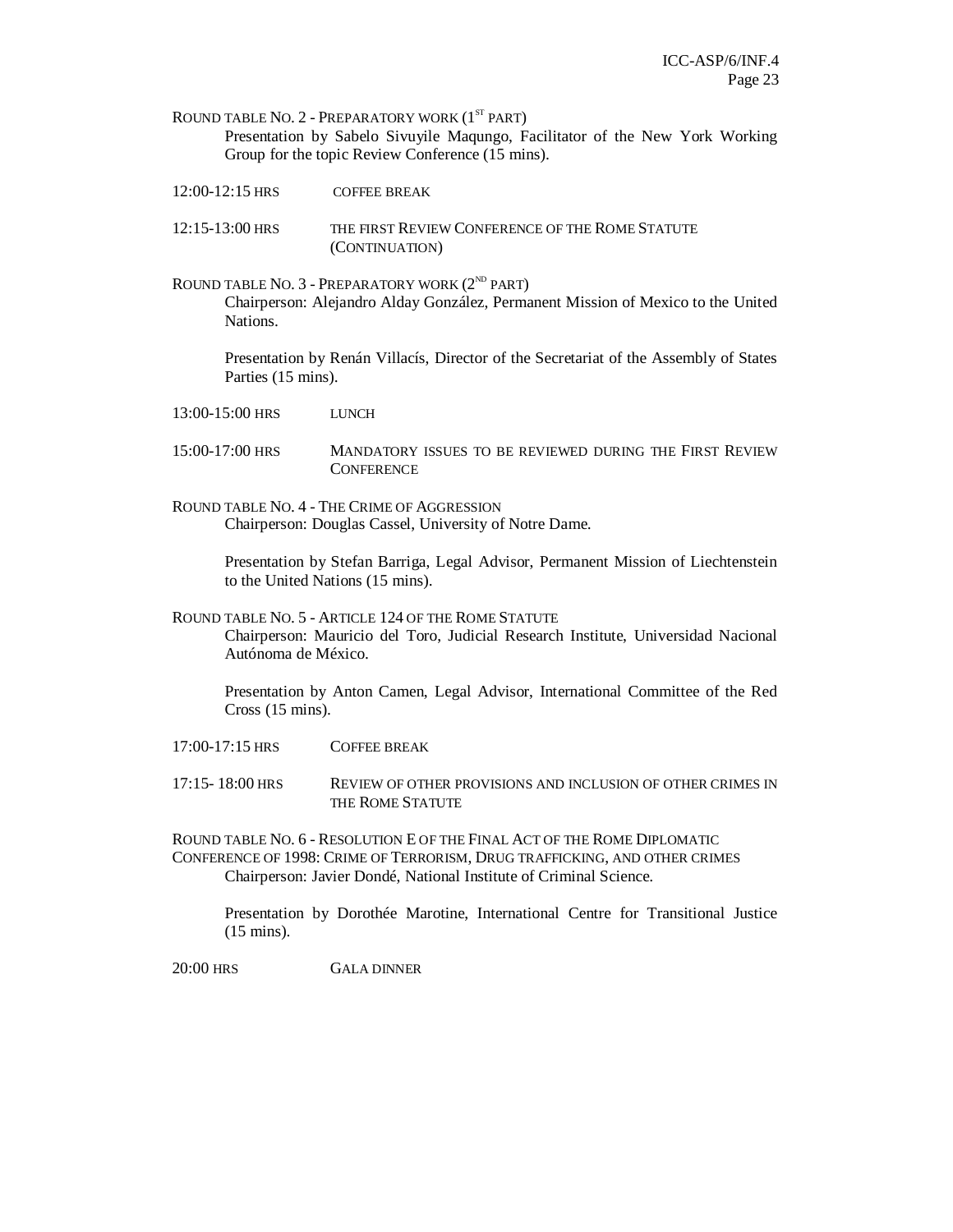ROUND TABLE NO. 2 - PREPARATORY WORK (1ST PART)

Presentation by Sabelo Sivuyile Maqungo, Facilitator of the New York Working Group for the topic Review Conference (15 mins).

12:00-12:15 HRS COFFEE BREAK

12:15-13:00 HRS THE FIRST REVIEW CONFERENCE OF THE ROME STATUTE (CONTINUATION)

ROUND TABLE NO. 3 - PREPARATORY WORK (2ND PART)

Chairperson: Alejandro Alday González, Permanent Mission of Mexico to the United Nations.

Presentation by Renán Villacís, Director of the Secretariat of the Assembly of States Parties (15 mins).

13:00-15:00 HRS LUNCH

15:00-17:00 HRS MANDATORY ISSUES TO BE REVIEWED DURING THE FIRST REVIEW CONFERENCE

ROUND TABLE NO. 4 - THE CRIME OF AGGRESSION

Chairperson: Douglas Cassel, University of Notre Dame.

Presentation by Stefan Barriga, Legal Advisor, Permanent Mission of Liechtenstein to the United Nations (15 mins).

ROUND TABLE NO. 5 - ARTICLE 124 OF THE ROME STATUTE

Chairperson: Mauricio del Toro, Judicial Research Institute, Universidad Nacional Autónoma de México.

Presentation by Anton Camen, Legal Advisor, International Committee of the Red Cross (15 mins).

17:00-17:15 HRS COFFEE BREAK

17:15- 18:00 HRS REVIEW OF OTHER PROVISIONS AND INCLUSION OF OTHER CRIMES IN THE ROME STATUTE

ROUND TABLE NO. 6 - RESOLUTION E OF THE FINAL ACT OF THE ROME DIPLOMATIC CONFERENCE OF 1998: CRIME OF TERRORISM, DRUG TRAFFICKING, AND OTHER CRIMES

Chairperson: Javier Dondé, National Institute of Criminal Science.

Presentation by Dorothée Marotine, International Centre for Transitional Justice (15 mins).

20:00 HRS GALA DINNER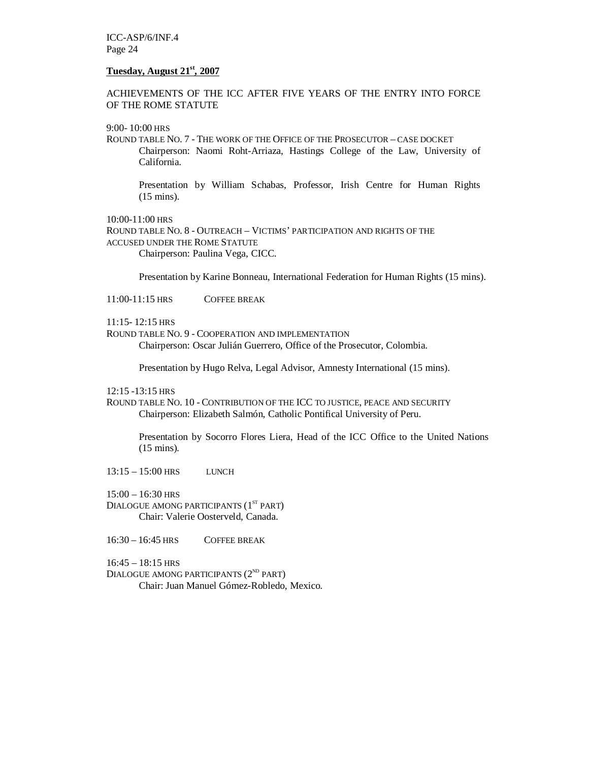**Tuesday, August 21st, 2007**

ACHIEVEMENTS OF THE ICC AFTER FIVE YEARS OF THE ENTRY INTO FORCE OF THE ROME STATUTE

9:00- 10:00 HRS

ROUND TABLE NO. 7 - THE WORK OF THE OFFICE OF THE PROSECUTOR – CASE DOCKET

Chairperson: Naomi Roht-Arriaza, Hastings College of the Law, University of California.

Presentation by William Schabas, Professor, Irish Centre for Human Rights (15 mins).

10:00-11:00 HRS

ROUND TABLE NO. 8 - OUTREACH – VICTIMS' PARTICIPATION AND RIGHTS OF THE ACCUSED UNDER THE ROME STATUTE

Chairperson: Paulina Vega, CICC.

Presentation by Karine Bonneau, International Federation for Human Rights (15 mins).

11:00-11:15 HRS COFFEE BREAK

11:15- 12:15 HRS

ROUND TABLE NO. 9 - COOPERATION AND IMPLEMENTATION

Chairperson: Oscar Julián Guerrero, Office of the Prosecutor, Colombia.

Presentation by Hugo Relva, Legal Advisor, Amnesty International (15 mins).

12:15 -13:15 HRS

ROUND TABLE NO. 10 - CONTRIBUTION OF THE ICC TO JUSTICE, PEACE AND SECURITY

Chairperson: Elizabeth Salmón, Catholic Pontifical University of Peru.

Presentation by Socorro Flores Liera, Head of the ICC Office to the United Nations (15 mins).

13:15 – 15:00 HRS LUNCH

15:00 – 16:30 HRS

DIALOGUE AMONG PARTICIPANTS (1ST PART)

Chair: Valerie Oosterveld, Canada.

16:30 – 16:45 HRS COFFEE BREAK

16:45 – 18:15 HRS

DIALOGUE AMONG PARTICIPANTS (2ND PART)

Chair: Juan Manuel Gómez-Robledo, Mexico.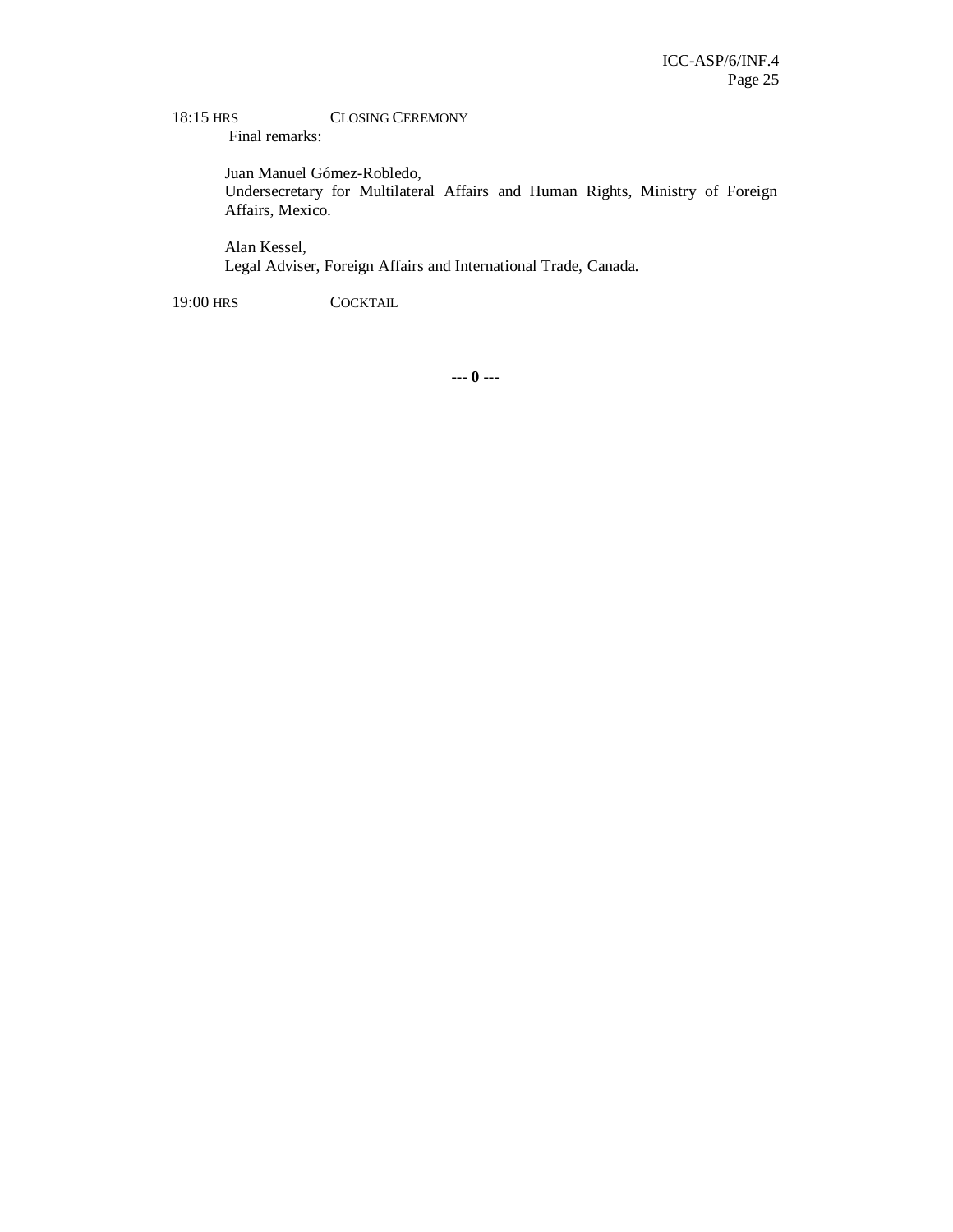18:15 HRS CLOSING CEREMONY

Final remarks:

Juan Manuel Gómez-Robledo,
Undersecretary for Multilateral Affairs and Human Rights, Ministry of Foreign Affairs, Mexico.

Alan Kessel,
Legal Adviser, Foreign Affairs and International Trade, Canada.

19:00 HRS COCKTAIL

**--- 0 ---**